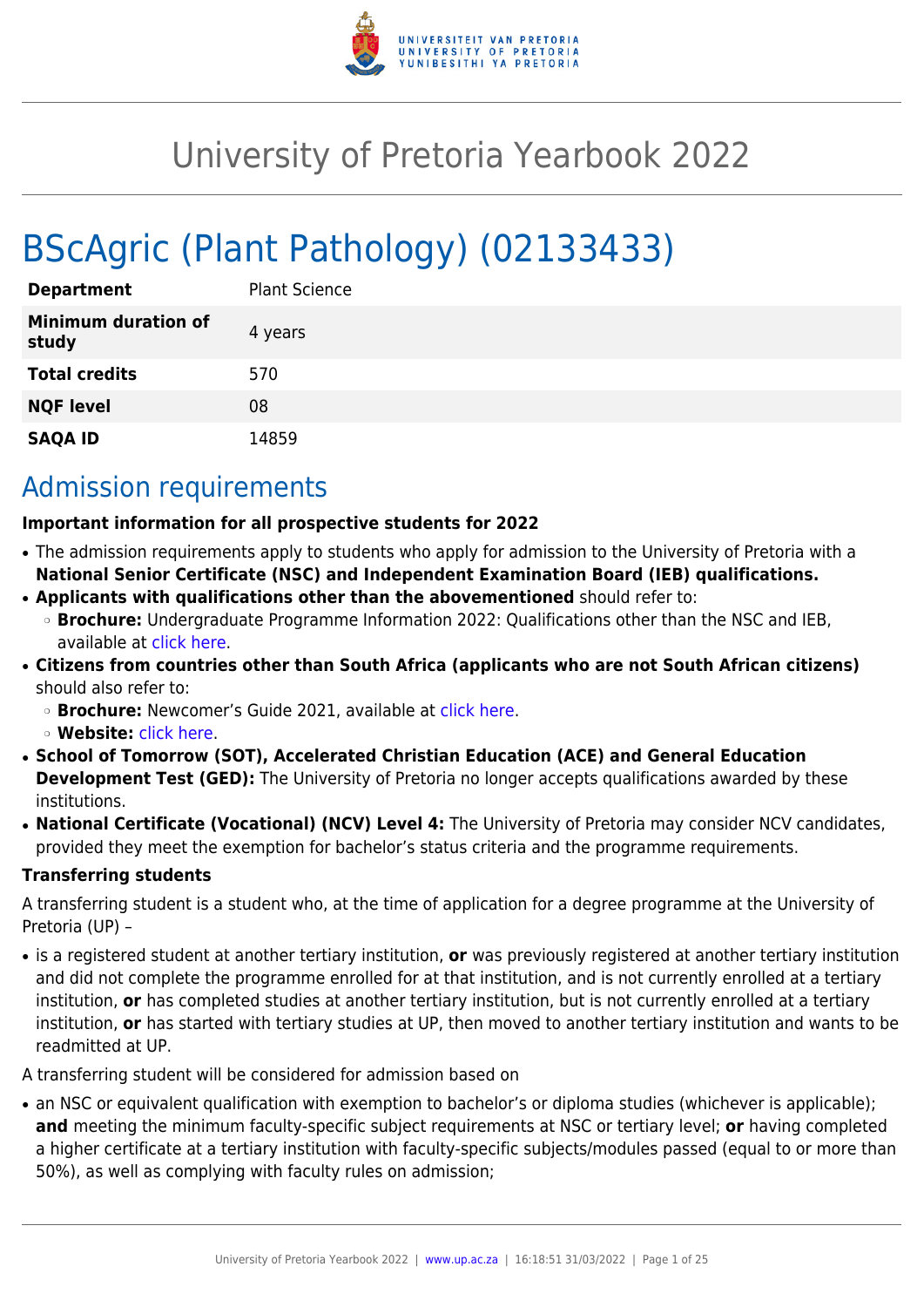# University of Pretoria Yearbook 2022

# BScAgric (Plant Pathology) (02133433)

| | |
|---|---|
| **Department** | Plant Science |
| **Minimum duration of study** | 4 years |
| **Total credits** | 570 |
| **NQF level** | 08 |
| **SAQA ID** | 14859 |

## Admission requirements

**Important information for all prospective students for 2022**

- The admission requirements apply to students who apply for admission to the University of Pretoria with a **National Senior Certificate (NSC) and Independent Examination Board (IEB) qualifications.**
- **Applicants with qualifications other than the abovementioned** should refer to:
  - **Brochure:** Undergraduate Programme Information 2022: Qualifications other than the NSC and IEB, available at click here.
- **Citizens from countries other than South Africa (applicants who are not South African citizens)** should also refer to:
  - **Brochure:** Newcomer's Guide 2021, available at click here.
  - **Website:** click here.
- **School of Tomorrow (SOT), Accelerated Christian Education (ACE) and General Education Development Test (GED):** The University of Pretoria no longer accepts qualifications awarded by these institutions.
- **National Certificate (Vocational) (NCV) Level 4:** The University of Pretoria may consider NCV candidates, provided they meet the exemption for bachelor's status criteria and the programme requirements.

**Transferring students**

A transferring student is a student who, at the time of application for a degree programme at the University of Pretoria (UP) –

- is a registered student at another tertiary institution, **or** was previously registered at another tertiary institution and did not complete the programme enrolled for at that institution, and is not currently enrolled at a tertiary institution, **or** has completed studies at another tertiary institution, but is not currently enrolled at a tertiary institution, **or** has started with tertiary studies at UP, then moved to another tertiary institution and wants to be readmitted at UP.

A transferring student will be considered for admission based on

- an NSC or equivalent qualification with exemption to bachelor's or diploma studies (whichever is applicable); **and** meeting the minimum faculty-specific subject requirements at NSC or tertiary level; **or** having completed a higher certificate at a tertiary institution with faculty-specific subjects/modules passed (equal to or more than 50%), as well as complying with faculty rules on admission;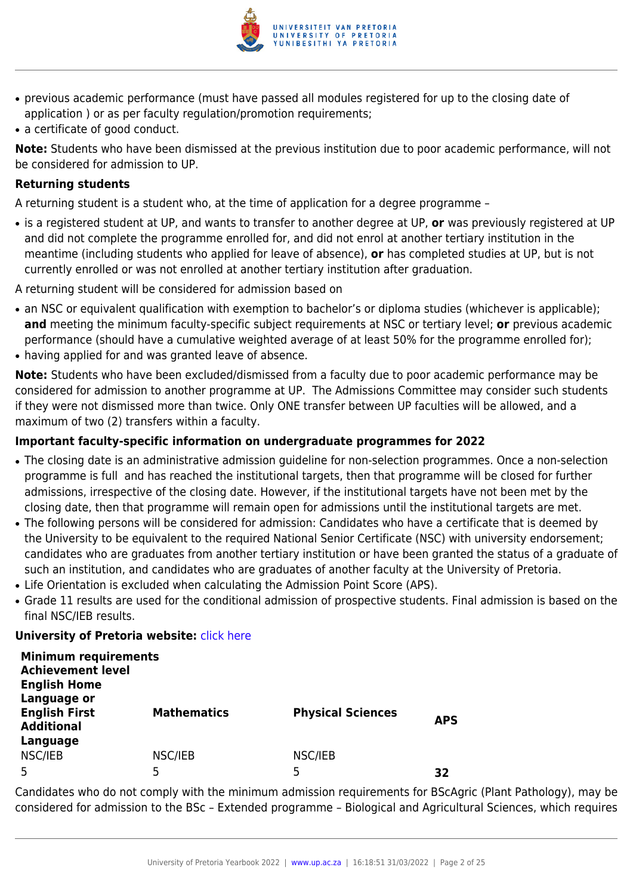- previous academic performance (must have passed all modules registered for up to the closing date of application ) or as per faculty regulation/promotion requirements;
- a certificate of good conduct.

**Note:** Students who have been dismissed at the previous institution due to poor academic performance, will not be considered for admission to UP.

**Returning students**

A returning student is a student who, at the time of application for a degree programme –

- is a registered student at UP, and wants to transfer to another degree at UP, **or** was previously registered at UP and did not complete the programme enrolled for, and did not enrol at another tertiary institution in the meantime (including students who applied for leave of absence), **or** has completed studies at UP, but is not currently enrolled or was not enrolled at another tertiary institution after graduation.

A returning student will be considered for admission based on

- an NSC or equivalent qualification with exemption to bachelor's or diploma studies (whichever is applicable); **and** meeting the minimum faculty-specific subject requirements at NSC or tertiary level; **or** previous academic performance (should have a cumulative weighted average of at least 50% for the programme enrolled for);
- having applied for and was granted leave of absence.

**Note:** Students who have been excluded/dismissed from a faculty due to poor academic performance may be considered for admission to another programme at UP. The Admissions Committee may consider such students if they were not dismissed more than twice. Only ONE transfer between UP faculties will be allowed, and a maximum of two (2) transfers within a faculty.

**Important faculty-specific information on undergraduate programmes for 2022**

- The closing date is an administrative admission guideline for non-selection programmes. Once a non-selection programme is full and has reached the institutional targets, then that programme will be closed for further admissions, irrespective of the closing date. However, if the institutional targets have not been met by the closing date, then that programme will remain open for admissions until the institutional targets are met.
- The following persons will be considered for admission: Candidates who have a certificate that is deemed by the University to be equivalent to the required National Senior Certificate (NSC) with university endorsement; candidates who are graduates from another tertiary institution or have been granted the status of a graduate of such an institution, and candidates who are graduates of another faculty at the University of Pretoria.
- Life Orientation is excluded when calculating the Admission Point Score (APS).
- Grade 11 results are used for the conditional admission of prospective students. Final admission is based on the final NSC/IEB results.

**University of Pretoria website:** click here

| **Minimum requirements Achievement level English Home Language or English First Additional Language** | **Mathematics** | **Physical Sciences** | **APS** |
|---|---|---|---|
| NSC/IEB | NSC/IEB | NSC/IEB | |
| 5 | 5 | 5 | **32** |

Candidates who do not comply with the minimum admission requirements for BScAgric (Plant Pathology), may be considered for admission to the BSc – Extended programme – Biological and Agricultural Sciences, which requires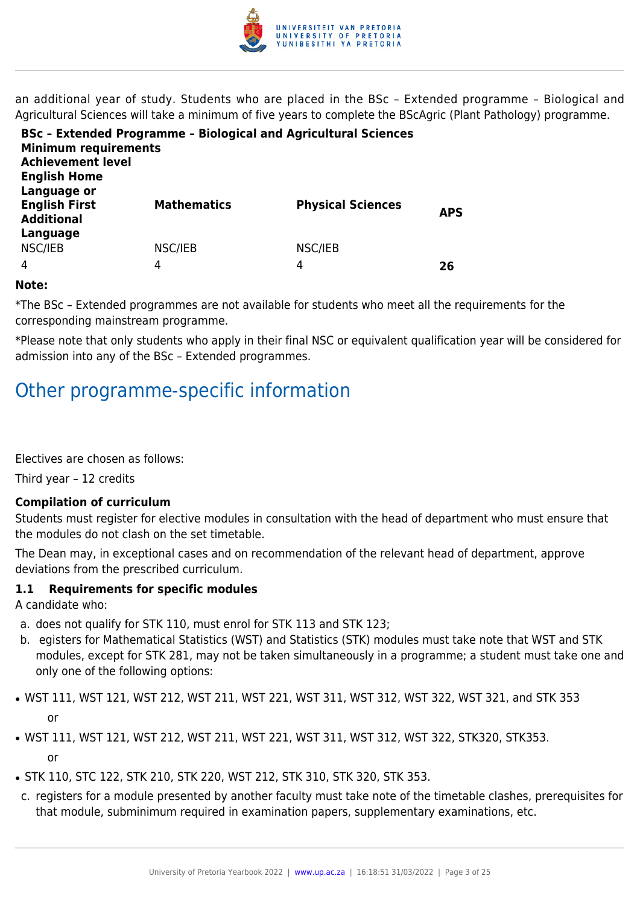an additional year of study. Students who are placed in the BSc – Extended programme – Biological and Agricultural Sciences will take a minimum of five years to complete the BScAgric (Plant Pathology) programme.

**BSc – Extended Programme – Biological and Agricultural Sciences**
**Minimum requirements**

| Achievement level | | | |
|---|---|---|---|
| **English Home Language or English First Additional Language** | **Mathematics** | **Physical Sciences** | **APS** |
| NSC/IEB | NSC/IEB | NSC/IEB | |
| 4 | 4 | 4 | **26** |

**Note:**

*The BSc – Extended programmes are not available for students who meet all the requirements for the corresponding mainstream programme.

*Please note that only students who apply in their final NSC or equivalent qualification year will be considered for admission into any of the BSc – Extended programmes.

## Other programme-specific information

Electives are chosen as follows:

Third year – 12 credits

**Compilation of curriculum**

Students must register for elective modules in consultation with the head of department who must ensure that the modules do not clash on the set timetable.

The Dean may, in exceptional cases and on recommendation of the relevant head of department, approve deviations from the prescribed curriculum.

### 1.1 Requirements for specific modules

A candidate who:

a. does not qualify for STK 110, must enrol for STK 113 and STK 123;
b. egisters for Mathematical Statistics (WST) and Statistics (STK) modules must take note that WST and STK modules, except for STK 281, may not be taken simultaneously in a programme; a student must take one and only one of the following options:

- WST 111, WST 121, WST 212, WST 211, WST 221, WST 311, WST 312, WST 322, WST 321, and STK 353

  or

- WST 111, WST 121, WST 212, WST 211, WST 221, WST 311, WST 312, WST 322, STK320, STK353.

  or

- STK 110, STC 122, STK 210, STK 220, WST 212, STK 310, STK 320, STK 353.

c. registers for a module presented by another faculty must take note of the timetable clashes, prerequisites for that module, subminimum required in examination papers, supplementary examinations, etc.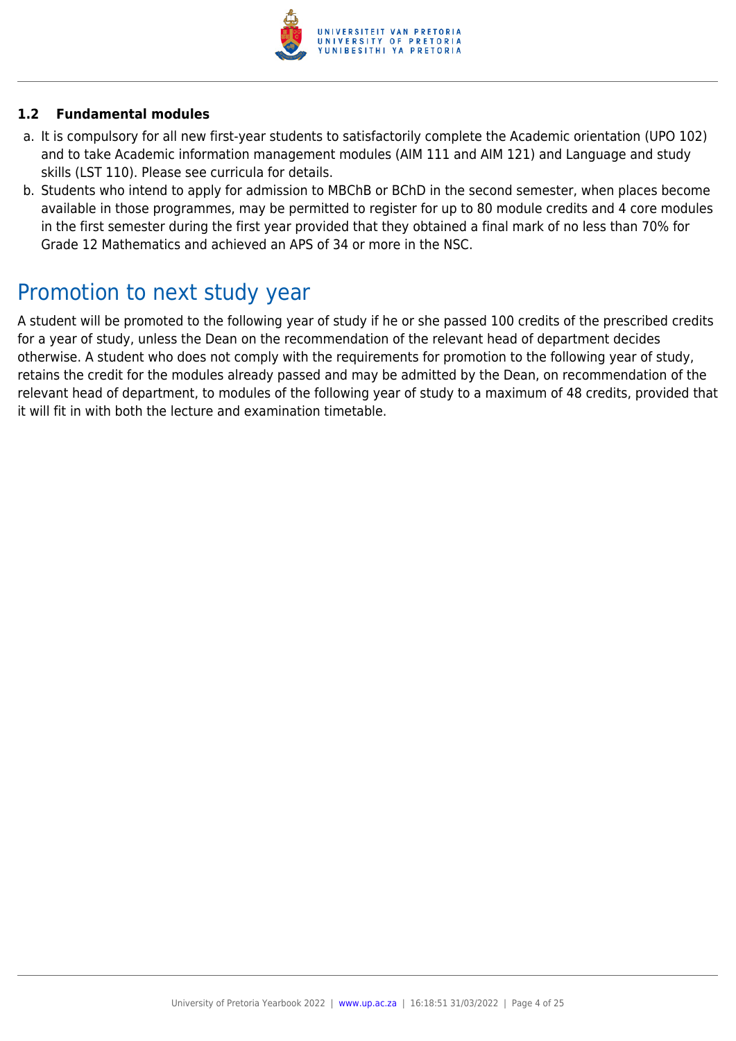### 1.2 Fundamental modules

a. It is compulsory for all new first-year students to satisfactorily complete the Academic orientation (UPO 102) and to take Academic information management modules (AIM 111 and AIM 121) and Language and study skills (LST 110). Please see curricula for details.

b. Students who intend to apply for admission to MBChB or BChD in the second semester, when places become available in those programmes, may be permitted to register for up to 80 module credits and 4 core modules in the first semester during the first year provided that they obtained a final mark of no less than 70% for Grade 12 Mathematics and achieved an APS of 34 or more in the NSC.

## Promotion to next study year

A student will be promoted to the following year of study if he or she passed 100 credits of the prescribed credits for a year of study, unless the Dean on the recommendation of the relevant head of department decides otherwise. A student who does not comply with the requirements for promotion to the following year of study, retains the credit for the modules already passed and may be admitted by the Dean, on recommendation of the relevant head of department, to modules of the following year of study to a maximum of 48 credits, provided that it will fit in with both the lecture and examination timetable.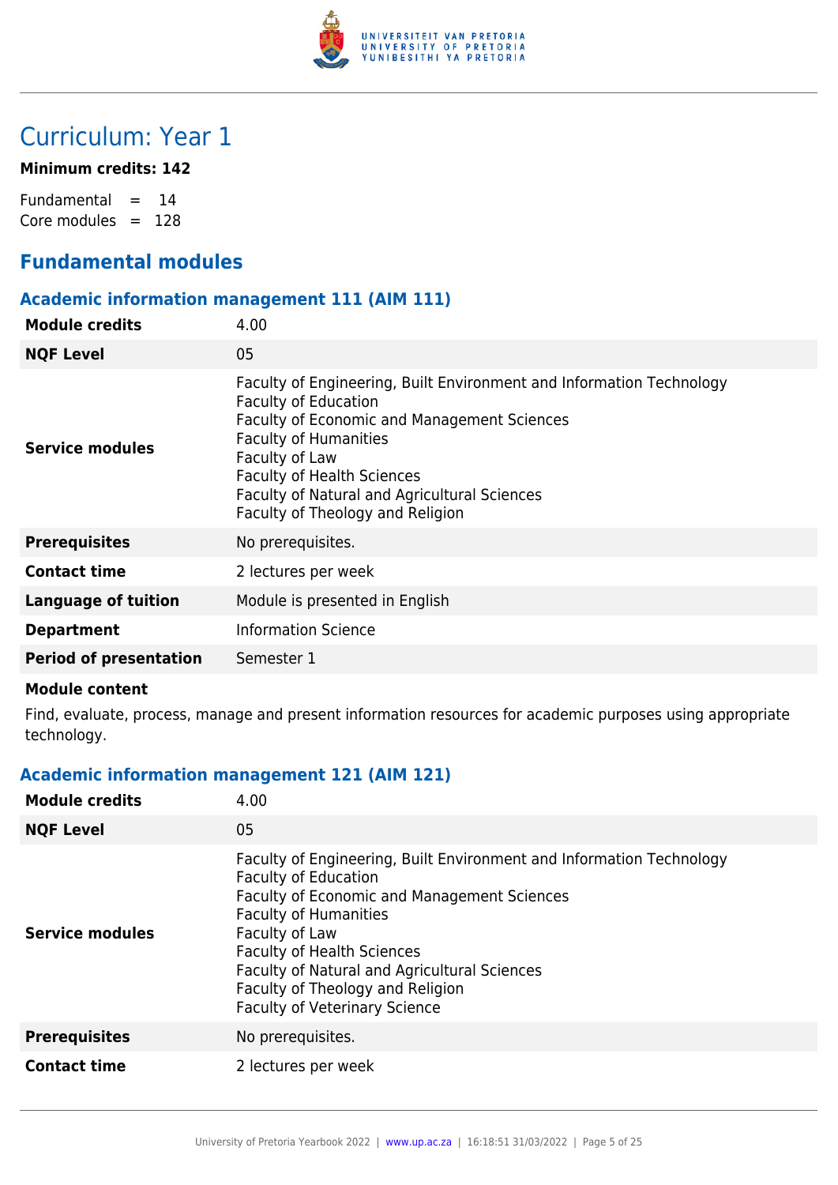# Curriculum: Year 1

**Minimum credits: 142**

Fundamental = 14
Core modules = 128

## Fundamental modules

### Academic information management 111 (AIM 111)

| | |
|---|---|
| **Module credits** | 4.00 |
| **NQF Level** | 05 |
| **Service modules** | Faculty of Engineering, Built Environment and Information Technology<br>Faculty of Education<br>Faculty of Economic and Management Sciences<br>Faculty of Humanities<br>Faculty of Law<br>Faculty of Health Sciences<br>Faculty of Natural and Agricultural Sciences<br>Faculty of Theology and Religion |
| **Prerequisites** | No prerequisites. |
| **Contact time** | 2 lectures per week |
| **Language of tuition** | Module is presented in English |
| **Department** | Information Science |
| **Period of presentation** | Semester 1 |

**Module content**

Find, evaluate, process, manage and present information resources for academic purposes using appropriate technology.

### Academic information management 121 (AIM 121)

| | |
|---|---|
| **Module credits** | 4.00 |
| **NQF Level** | 05 |
| **Service modules** | Faculty of Engineering, Built Environment and Information Technology<br>Faculty of Education<br>Faculty of Economic and Management Sciences<br>Faculty of Humanities<br>Faculty of Law<br>Faculty of Health Sciences<br>Faculty of Natural and Agricultural Sciences<br>Faculty of Theology and Religion<br>Faculty of Veterinary Science |
| **Prerequisites** | No prerequisites. |
| **Contact time** | 2 lectures per week |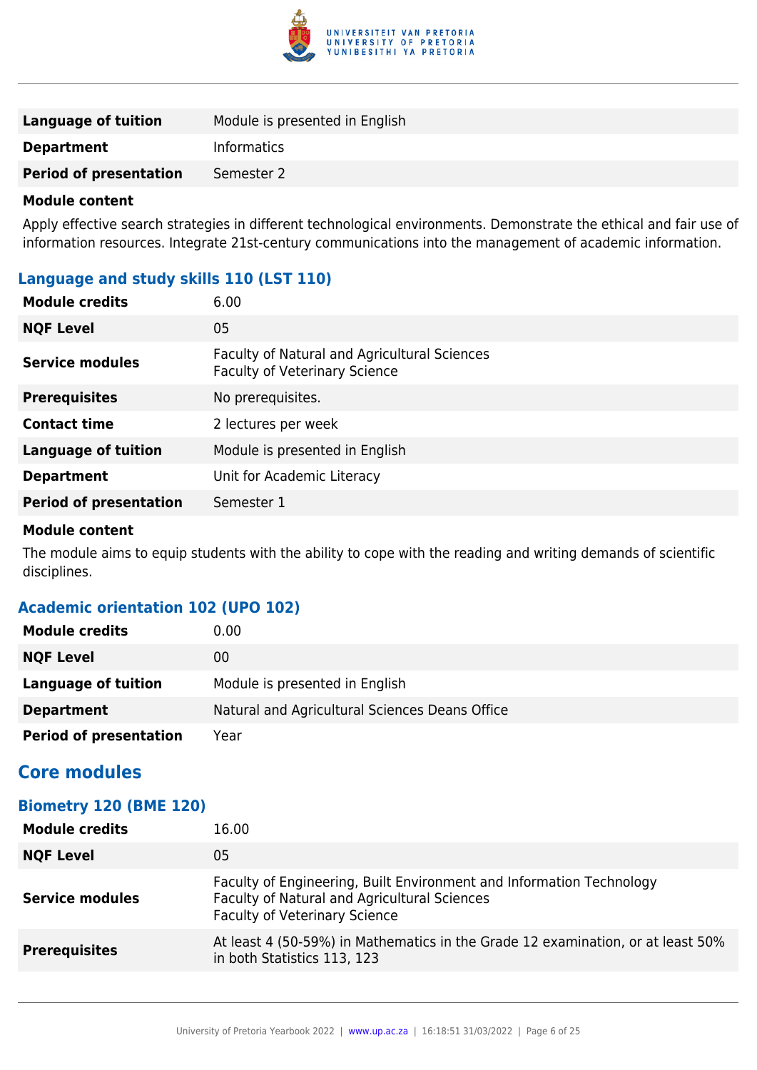| | |
|---|---|
| **Language of tuition** | Module is presented in English |
| **Department** | Informatics |
| **Period of presentation** | Semester 2 |

**Module content**

Apply effective search strategies in different technological environments. Demonstrate the ethical and fair use of information resources. Integrate 21st-century communications into the management of academic information.

### Language and study skills 110 (LST 110)

| | |
|---|---|
| **Module credits** | 6.00 |
| **NQF Level** | 05 |
| **Service modules** | Faculty of Natural and Agricultural Sciences<br>Faculty of Veterinary Science |
| **Prerequisites** | No prerequisites. |
| **Contact time** | 2 lectures per week |
| **Language of tuition** | Module is presented in English |
| **Department** | Unit for Academic Literacy |
| **Period of presentation** | Semester 1 |

**Module content**

The module aims to equip students with the ability to cope with the reading and writing demands of scientific disciplines.

### Academic orientation 102 (UPO 102)

| | |
|---|---|
| **Module credits** | 0.00 |
| **NQF Level** | 00 |
| **Language of tuition** | Module is presented in English |
| **Department** | Natural and Agricultural Sciences Deans Office |
| **Period of presentation** | Year |

## Core modules

### Biometry 120 (BME 120)

| | |
|---|---|
| **Module credits** | 16.00 |
| **NQF Level** | 05 |
| **Service modules** | Faculty of Engineering, Built Environment and Information Technology<br>Faculty of Natural and Agricultural Sciences<br>Faculty of Veterinary Science |
| **Prerequisites** | At least 4 (50-59%) in Mathematics in the Grade 12 examination, or at least 50% in both Statistics 113, 123 |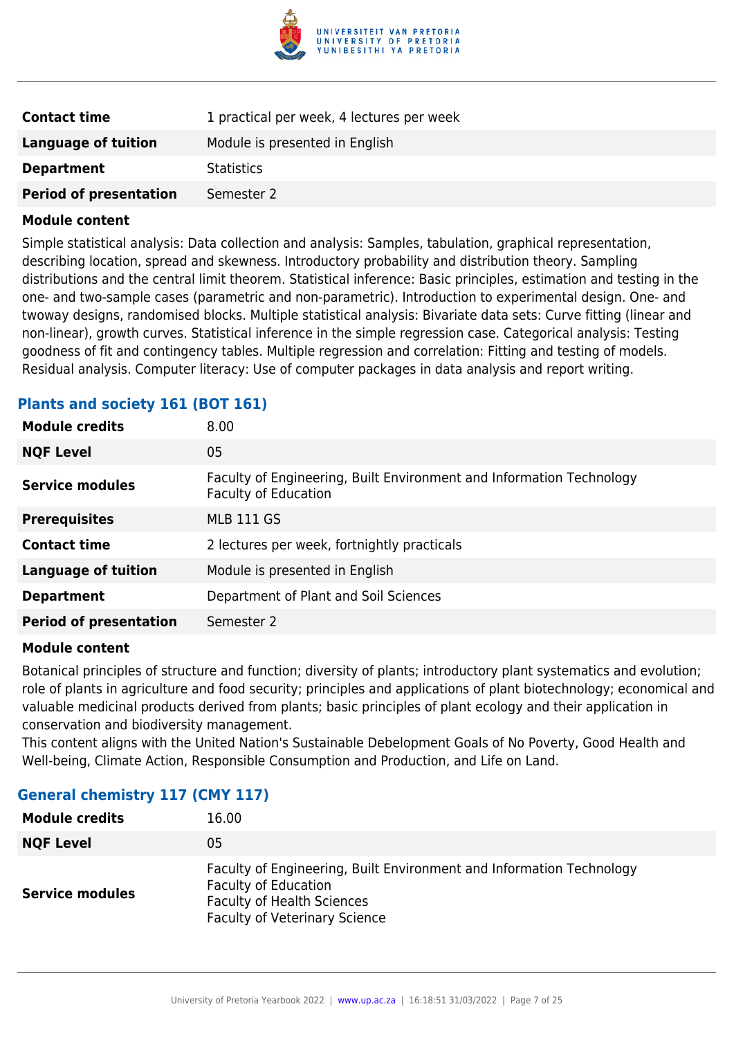| | |
|---|---|
| **Contact time** | 1 practical per week, 4 lectures per week |
| **Language of tuition** | Module is presented in English |
| **Department** | Statistics |
| **Period of presentation** | Semester 2 |

**Module content**

Simple statistical analysis: Data collection and analysis: Samples, tabulation, graphical representation, describing location, spread and skewness. Introductory probability and distribution theory. Sampling distributions and the central limit theorem. Statistical inference: Basic principles, estimation and testing in the one- and two-sample cases (parametric and non-parametric). Introduction to experimental design. One- and twoway designs, randomised blocks. Multiple statistical analysis: Bivariate data sets: Curve fitting (linear and non-linear), growth curves. Statistical inference in the simple regression case. Categorical analysis: Testing goodness of fit and contingency tables. Multiple regression and correlation: Fitting and testing of models. Residual analysis. Computer literacy: Use of computer packages in data analysis and report writing.

### Plants and society 161 (BOT 161)

| | |
|---|---|
| **Module credits** | 8.00 |
| **NQF Level** | 05 |
| **Service modules** | Faculty of Engineering, Built Environment and Information Technology<br>Faculty of Education |
| **Prerequisites** | MLB 111 GS |
| **Contact time** | 2 lectures per week, fortnightly practicals |
| **Language of tuition** | Module is presented in English |
| **Department** | Department of Plant and Soil Sciences |
| **Period of presentation** | Semester 2 |

**Module content**

Botanical principles of structure and function; diversity of plants; introductory plant systematics and evolution; role of plants in agriculture and food security; principles and applications of plant biotechnology; economical and valuable medicinal products derived from plants; basic principles of plant ecology and their application in conservation and biodiversity management.
This content aligns with the United Nation's Sustainable Debelopment Goals of No Poverty, Good Health and Well-being, Climate Action, Responsible Consumption and Production, and Life on Land.

### General chemistry 117 (CMY 117)

| | |
|---|---|
| **Module credits** | 16.00 |
| **NQF Level** | 05 |
| **Service modules** | Faculty of Engineering, Built Environment and Information Technology<br>Faculty of Education<br>Faculty of Health Sciences<br>Faculty of Veterinary Science |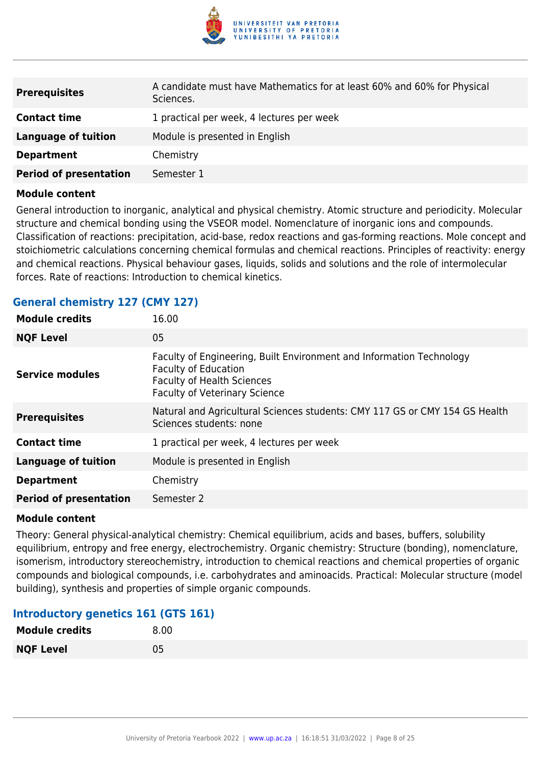| | |
|---|---|
| **Prerequisites** | A candidate must have Mathematics for at least 60% and 60% for Physical Sciences. |
| **Contact time** | 1 practical per week, 4 lectures per week |
| **Language of tuition** | Module is presented in English |
| **Department** | Chemistry |
| **Period of presentation** | Semester 1 |

**Module content**

General introduction to inorganic, analytical and physical chemistry. Atomic structure and periodicity. Molecular structure and chemical bonding using the VSEOR model. Nomenclature of inorganic ions and compounds. Classification of reactions: precipitation, acid-base, redox reactions and gas-forming reactions. Mole concept and stoichiometric calculations concerning chemical formulas and chemical reactions. Principles of reactivity: energy and chemical reactions. Physical behaviour gases, liquids, solids and solutions and the role of intermolecular forces. Rate of reactions: Introduction to chemical kinetics.

### General chemistry 127 (CMY 127)

| | |
|---|---|
| **Module credits** | 16.00 |
| **NQF Level** | 05 |
| **Service modules** | Faculty of Engineering, Built Environment and Information Technology<br>Faculty of Education<br>Faculty of Health Sciences<br>Faculty of Veterinary Science |
| **Prerequisites** | Natural and Agricultural Sciences students: CMY 117 GS or CMY 154 GS Health Sciences students: none |
| **Contact time** | 1 practical per week, 4 lectures per week |
| **Language of tuition** | Module is presented in English |
| **Department** | Chemistry |
| **Period of presentation** | Semester 2 |

**Module content**

Theory: General physical-analytical chemistry: Chemical equilibrium, acids and bases, buffers, solubility equilibrium, entropy and free energy, electrochemistry. Organic chemistry: Structure (bonding), nomenclature, isomerism, introductory stereochemistry, introduction to chemical reactions and chemical properties of organic compounds and biological compounds, i.e. carbohydrates and aminoacids. Practical: Molecular structure (model building), synthesis and properties of simple organic compounds.

### Introductory genetics 161 (GTS 161)

| | |
|---|---|
| **Module credits** | 8.00 |
| **NQF Level** | 05 |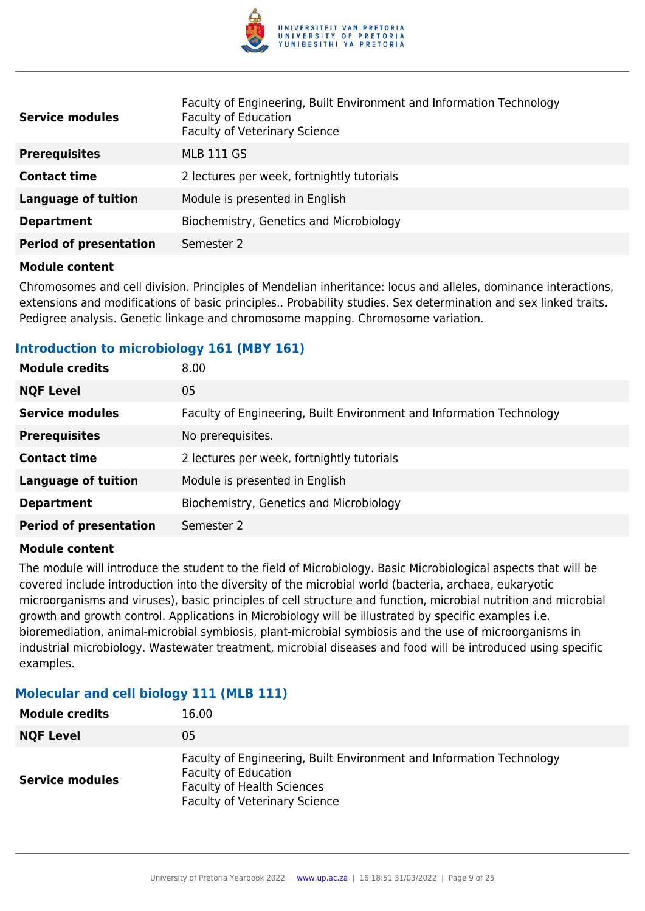| | |
|---|---|
| **Service modules** | Faculty of Engineering, Built Environment and Information Technology<br>Faculty of Education<br>Faculty of Veterinary Science |
| **Prerequisites** | MLB 111 GS |
| **Contact time** | 2 lectures per week, fortnightly tutorials |
| **Language of tuition** | Module is presented in English |
| **Department** | Biochemistry, Genetics and Microbiology |
| **Period of presentation** | Semester 2 |

**Module content**

Chromosomes and cell division. Principles of Mendelian inheritance: locus and alleles, dominance interactions, extensions and modifications of basic principles.. Probability studies. Sex determination and sex linked traits. Pedigree analysis. Genetic linkage and chromosome mapping. Chromosome variation.

### Introduction to microbiology 161 (MBY 161)

| | |
|---|---|
| **Module credits** | 8.00 |
| **NQF Level** | 05 |
| **Service modules** | Faculty of Engineering, Built Environment and Information Technology |
| **Prerequisites** | No prerequisites. |
| **Contact time** | 2 lectures per week, fortnightly tutorials |
| **Language of tuition** | Module is presented in English |
| **Department** | Biochemistry, Genetics and Microbiology |
| **Period of presentation** | Semester 2 |

**Module content**

The module will introduce the student to the field of Microbiology. Basic Microbiological aspects that will be covered include introduction into the diversity of the microbial world (bacteria, archaea, eukaryotic microorganisms and viruses), basic principles of cell structure and function, microbial nutrition and microbial growth and growth control. Applications in Microbiology will be illustrated by specific examples i.e. bioremediation, animal-microbial symbiosis, plant-microbial symbiosis and the use of microorganisms in industrial microbiology. Wastewater treatment, microbial diseases and food will be introduced using specific examples.

### Molecular and cell biology 111 (MLB 111)

| | |
|---|---|
| **Module credits** | 16.00 |
| **NQF Level** | 05 |
| **Service modules** | Faculty of Engineering, Built Environment and Information Technology<br>Faculty of Education<br>Faculty of Health Sciences<br>Faculty of Veterinary Science |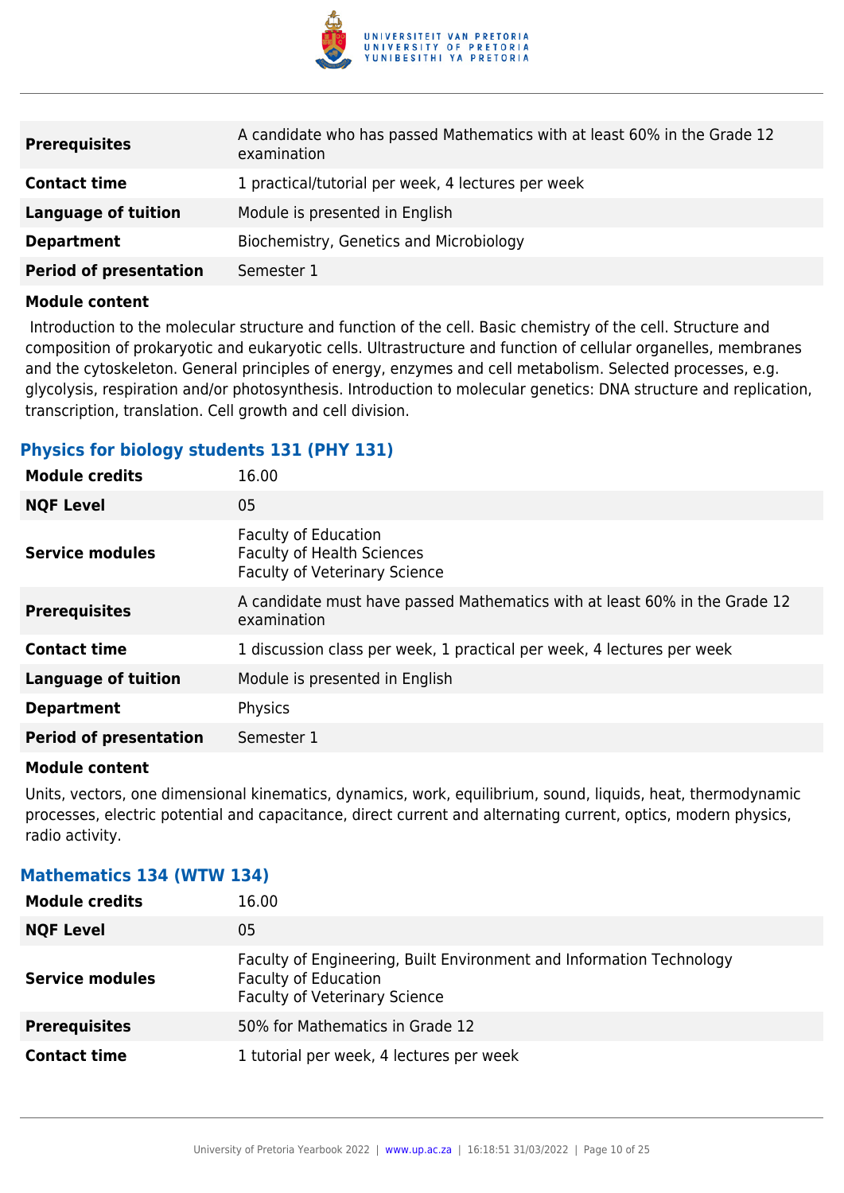| | |
|---|---|
| **Prerequisites** | A candidate who has passed Mathematics with at least 60% in the Grade 12 examination |
| **Contact time** | 1 practical/tutorial per week, 4 lectures per week |
| **Language of tuition** | Module is presented in English |
| **Department** | Biochemistry, Genetics and Microbiology |
| **Period of presentation** | Semester 1 |

**Module content**

Introduction to the molecular structure and function of the cell. Basic chemistry of the cell. Structure and composition of prokaryotic and eukaryotic cells. Ultrastructure and function of cellular organelles, membranes and the cytoskeleton. General principles of energy, enzymes and cell metabolism. Selected processes, e.g. glycolysis, respiration and/or photosynthesis. Introduction to molecular genetics: DNA structure and replication, transcription, translation. Cell growth and cell division.

### Physics for biology students 131 (PHY 131)

| | |
|---|---|
| **Module credits** | 16.00 |
| **NQF Level** | 05 |
| **Service modules** | Faculty of Education<br>Faculty of Health Sciences<br>Faculty of Veterinary Science |
| **Prerequisites** | A candidate must have passed Mathematics with at least 60% in the Grade 12 examination |
| **Contact time** | 1 discussion class per week, 1 practical per week, 4 lectures per week |
| **Language of tuition** | Module is presented in English |
| **Department** | Physics |
| **Period of presentation** | Semester 1 |

**Module content**

Units, vectors, one dimensional kinematics, dynamics, work, equilibrium, sound, liquids, heat, thermodynamic processes, electric potential and capacitance, direct current and alternating current, optics, modern physics, radio activity.

### Mathematics 134 (WTW 134)

| | |
|---|---|
| **Module credits** | 16.00 |
| **NQF Level** | 05 |
| **Service modules** | Faculty of Engineering, Built Environment and Information Technology<br>Faculty of Education<br>Faculty of Veterinary Science |
| **Prerequisites** | 50% for Mathematics in Grade 12 |
| **Contact time** | 1 tutorial per week, 4 lectures per week |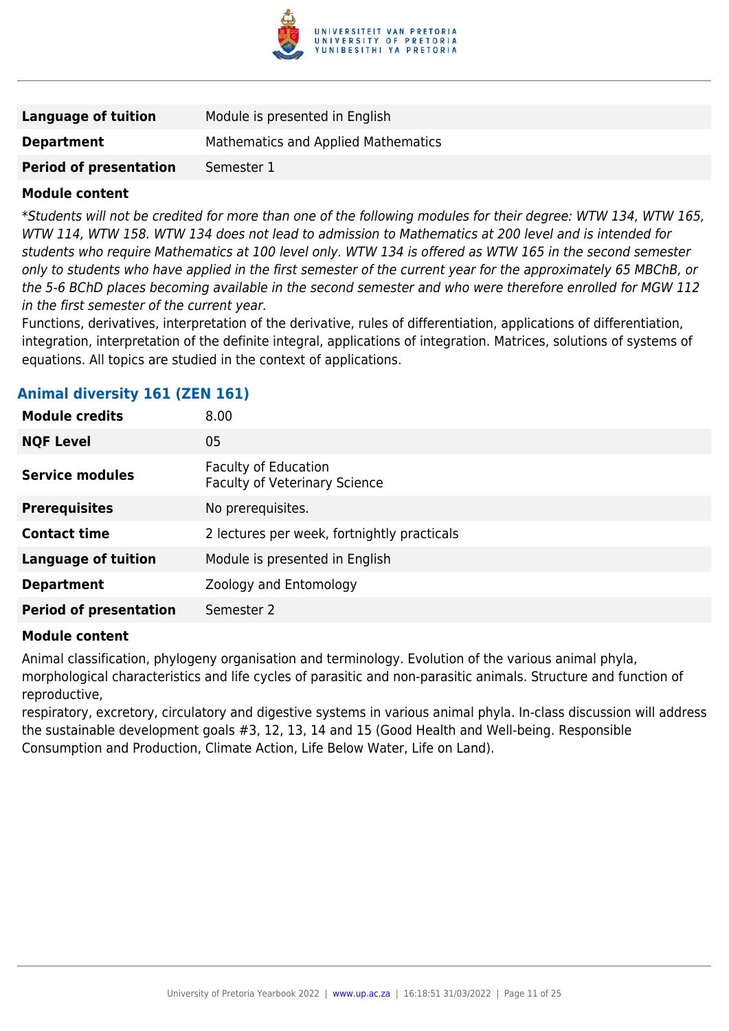| | |
|---|---|
| **Language of tuition** | Module is presented in English |
| **Department** | Mathematics and Applied Mathematics |
| **Period of presentation** | Semester 1 |

**Module content**

*\*Students will not be credited for more than one of the following modules for their degree: WTW 134, WTW 165, WTW 114, WTW 158. WTW 134 does not lead to admission to Mathematics at 200 level and is intended for students who require Mathematics at 100 level only. WTW 134 is offered as WTW 165 in the second semester only to students who have applied in the first semester of the current year for the approximately 65 MBChB, or the 5-6 BChD places becoming available in the second semester and who were therefore enrolled for MGW 112 in the first semester of the current year.*

Functions, derivatives, interpretation of the derivative, rules of differentiation, applications of differentiation, integration, interpretation of the definite integral, applications of integration. Matrices, solutions of systems of equations. All topics are studied in the context of applications.

### Animal diversity 161 (ZEN 161)

| | |
|---|---|
| **Module credits** | 8.00 |
| **NQF Level** | 05 |
| **Service modules** | Faculty of Education<br>Faculty of Veterinary Science |
| **Prerequisites** | No prerequisites. |
| **Contact time** | 2 lectures per week, fortnightly practicals |
| **Language of tuition** | Module is presented in English |
| **Department** | Zoology and Entomology |
| **Period of presentation** | Semester 2 |

**Module content**

Animal classification, phylogeny organisation and terminology. Evolution of the various animal phyla, morphological characteristics and life cycles of parasitic and non-parasitic animals. Structure and function of reproductive,
respiratory, excretory, circulatory and digestive systems in various animal phyla. In-class discussion will address the sustainable development goals #3, 12, 13, 14 and 15 (Good Health and Well-being. Responsible Consumption and Production, Climate Action, Life Below Water, Life on Land).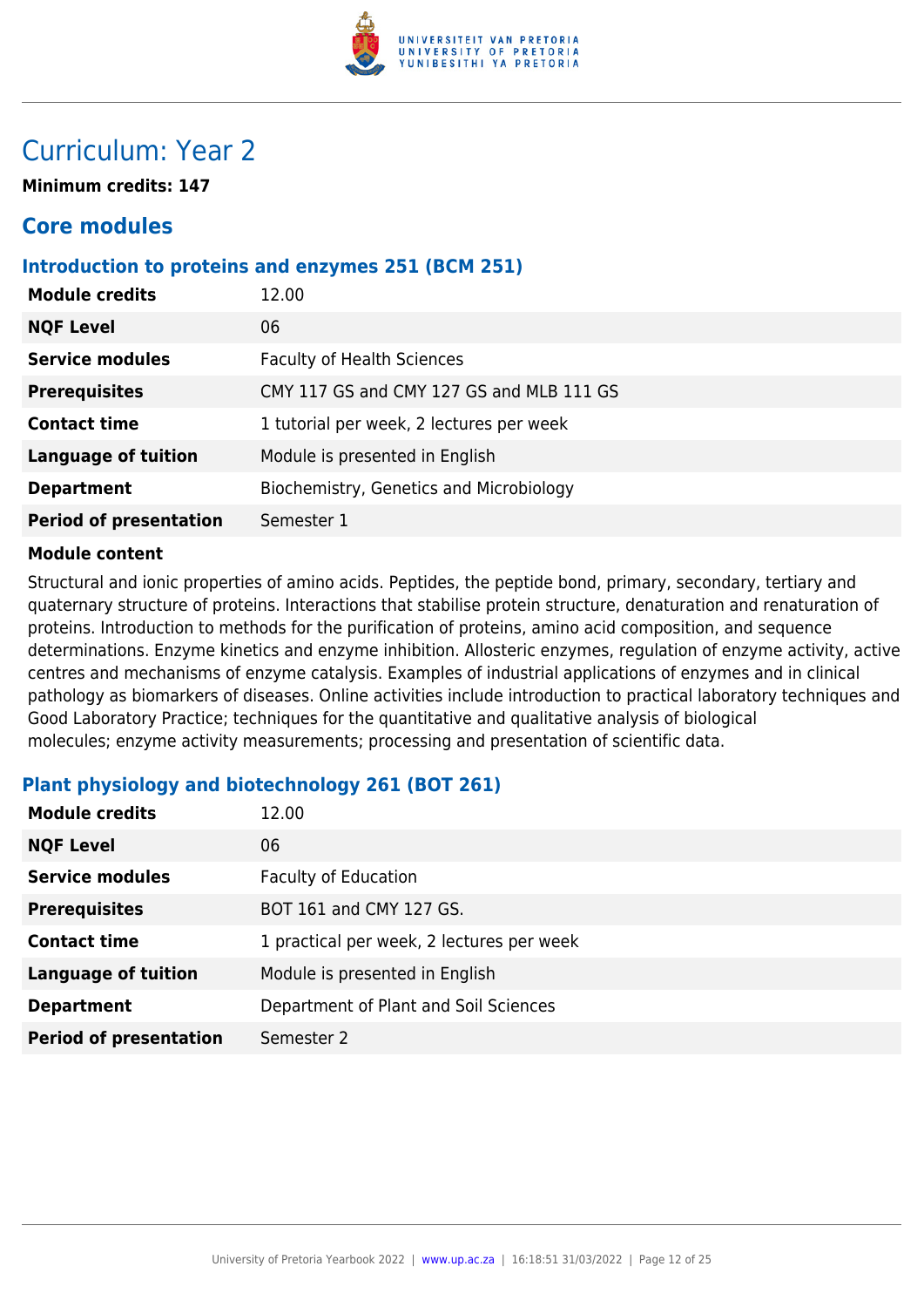# Curriculum: Year 2

**Minimum credits: 147**

## Core modules

### Introduction to proteins and enzymes 251 (BCM 251)

| | |
|---|---|
| **Module credits** | 12.00 |
| **NQF Level** | 06 |
| **Service modules** | Faculty of Health Sciences |
| **Prerequisites** | CMY 117 GS and CMY 127 GS and MLB 111 GS |
| **Contact time** | 1 tutorial per week, 2 lectures per week |
| **Language of tuition** | Module is presented in English |
| **Department** | Biochemistry, Genetics and Microbiology |
| **Period of presentation** | Semester 1 |

**Module content**

Structural and ionic properties of amino acids. Peptides, the peptide bond, primary, secondary, tertiary and quaternary structure of proteins. Interactions that stabilise protein structure, denaturation and renaturation of proteins. Introduction to methods for the purification of proteins, amino acid composition, and sequence determinations. Enzyme kinetics and enzyme inhibition. Allosteric enzymes, regulation of enzyme activity, active centres and mechanisms of enzyme catalysis. Examples of industrial applications of enzymes and in clinical pathology as biomarkers of diseases. Online activities include introduction to practical laboratory techniques and Good Laboratory Practice; techniques for the quantitative and qualitative analysis of biological molecules; enzyme activity measurements; processing and presentation of scientific data.

### Plant physiology and biotechnology 261 (BOT 261)

| | |
|---|---|
| **Module credits** | 12.00 |
| **NQF Level** | 06 |
| **Service modules** | Faculty of Education |
| **Prerequisites** | BOT 161 and CMY 127 GS. |
| **Contact time** | 1 practical per week, 2 lectures per week |
| **Language of tuition** | Module is presented in English |
| **Department** | Department of Plant and Soil Sciences |
| **Period of presentation** | Semester 2 |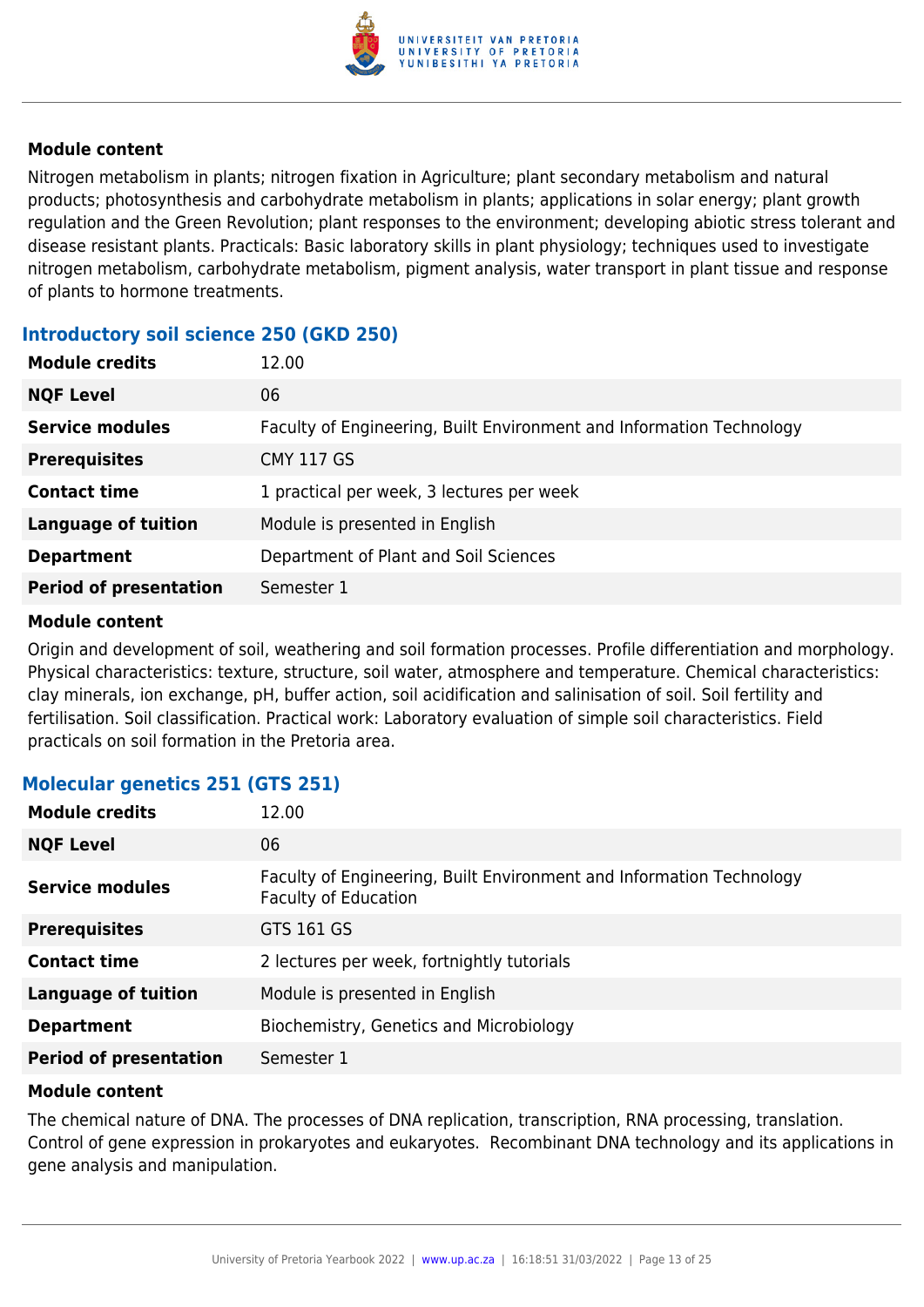**Module content**

Nitrogen metabolism in plants; nitrogen fixation in Agriculture; plant secondary metabolism and natural products; photosynthesis and carbohydrate metabolism in plants; applications in solar energy; plant growth regulation and the Green Revolution; plant responses to the environment; developing abiotic stress tolerant and disease resistant plants. Practicals: Basic laboratory skills in plant physiology; techniques used to investigate nitrogen metabolism, carbohydrate metabolism, pigment analysis, water transport in plant tissue and response of plants to hormone treatments.

### Introductory soil science 250 (GKD 250)

| | |
|---|---|
| **Module credits** | 12.00 |
| **NQF Level** | 06 |
| **Service modules** | Faculty of Engineering, Built Environment and Information Technology |
| **Prerequisites** | CMY 117 GS |
| **Contact time** | 1 practical per week, 3 lectures per week |
| **Language of tuition** | Module is presented in English |
| **Department** | Department of Plant and Soil Sciences |
| **Period of presentation** | Semester 1 |

**Module content**

Origin and development of soil, weathering and soil formation processes. Profile differentiation and morphology. Physical characteristics: texture, structure, soil water, atmosphere and temperature. Chemical characteristics: clay minerals, ion exchange, pH, buffer action, soil acidification and salinisation of soil. Soil fertility and fertilisation. Soil classification. Practical work: Laboratory evaluation of simple soil characteristics. Field practicals on soil formation in the Pretoria area.

### Molecular genetics 251 (GTS 251)

| | |
|---|---|
| **Module credits** | 12.00 |
| **NQF Level** | 06 |
| **Service modules** | Faculty of Engineering, Built Environment and Information Technology<br>Faculty of Education |
| **Prerequisites** | GTS 161 GS |
| **Contact time** | 2 lectures per week, fortnightly tutorials |
| **Language of tuition** | Module is presented in English |
| **Department** | Biochemistry, Genetics and Microbiology |
| **Period of presentation** | Semester 1 |

**Module content**

The chemical nature of DNA. The processes of DNA replication, transcription, RNA processing, translation. Control of gene expression in prokaryotes and eukaryotes. Recombinant DNA technology and its applications in gene analysis and manipulation.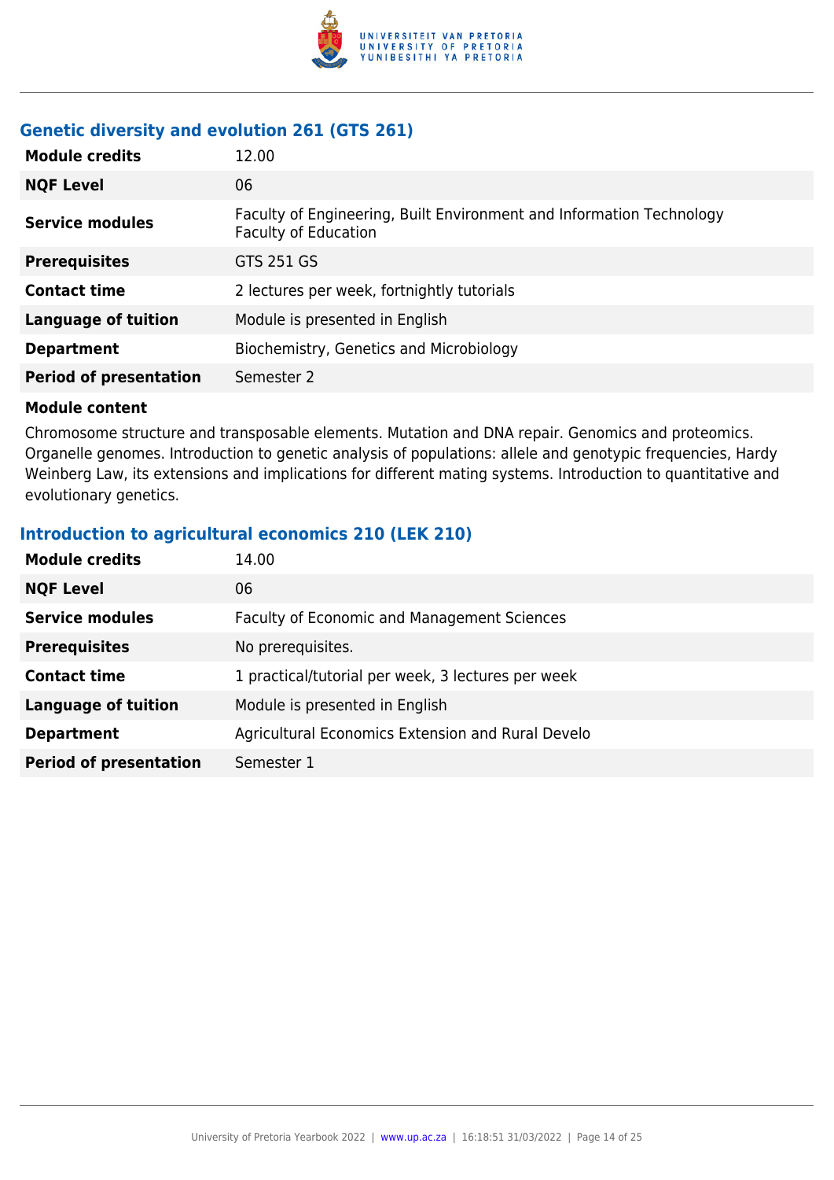### Genetic diversity and evolution 261 (GTS 261)

| | |
|---|---|
| **Module credits** | 12.00 |
| **NQF Level** | 06 |
| **Service modules** | Faculty of Engineering, Built Environment and Information Technology<br>Faculty of Education |
| **Prerequisites** | GTS 251 GS |
| **Contact time** | 2 lectures per week, fortnightly tutorials |
| **Language of tuition** | Module is presented in English |
| **Department** | Biochemistry, Genetics and Microbiology |
| **Period of presentation** | Semester 2 |

**Module content**

Chromosome structure and transposable elements. Mutation and DNA repair. Genomics and proteomics. Organelle genomes. Introduction to genetic analysis of populations: allele and genotypic frequencies, Hardy Weinberg Law, its extensions and implications for different mating systems. Introduction to quantitative and evolutionary genetics.

### Introduction to agricultural economics 210 (LEK 210)

| | |
|---|---|
| **Module credits** | 14.00 |
| **NQF Level** | 06 |
| **Service modules** | Faculty of Economic and Management Sciences |
| **Prerequisites** | No prerequisites. |
| **Contact time** | 1 practical/tutorial per week, 3 lectures per week |
| **Language of tuition** | Module is presented in English |
| **Department** | Agricultural Economics Extension and Rural Develo |
| **Period of presentation** | Semester 1 |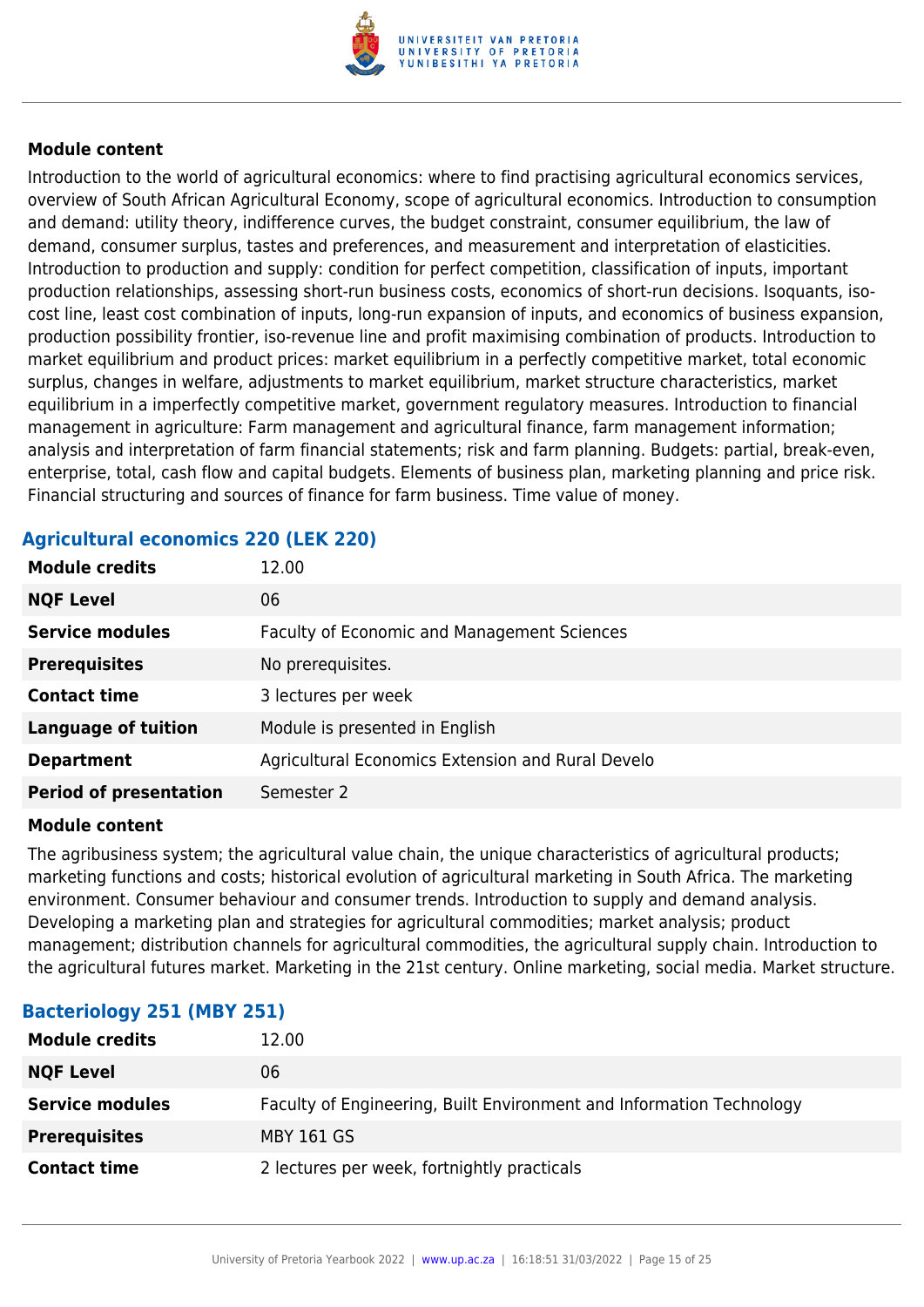#### Module content

Introduction to the world of agricultural economics: where to find practising agricultural economics services, overview of South African Agricultural Economy, scope of agricultural economics. Introduction to consumption and demand: utility theory, indifference curves, the budget constraint, consumer equilibrium, the law of demand, consumer surplus, tastes and preferences, and measurement and interpretation of elasticities. Introduction to production and supply: condition for perfect competition, classification of inputs, important production relationships, assessing short-run business costs, economics of short-run decisions. Isoquants, iso-cost line, least cost combination of inputs, long-run expansion of inputs, and economics of business expansion, production possibility frontier, iso-revenue line and profit maximising combination of products. Introduction to market equilibrium and product prices: market equilibrium in a perfectly competitive market, total economic surplus, changes in welfare, adjustments to market equilibrium, market structure characteristics, market equilibrium in a imperfectly competitive market, government regulatory measures. Introduction to financial management in agriculture: Farm management and agricultural finance, farm management information; analysis and interpretation of farm financial statements; risk and farm planning. Budgets: partial, break-even, enterprise, total, cash flow and capital budgets. Elements of business plan, marketing planning and price risk. Financial structuring and sources of finance for farm business. Time value of money.

### Agricultural economics 220 (LEK 220)

| | |
|---|---|
| **Module credits** | 12.00 |
| **NQF Level** | 06 |
| **Service modules** | Faculty of Economic and Management Sciences |
| **Prerequisites** | No prerequisites. |
| **Contact time** | 3 lectures per week |
| **Language of tuition** | Module is presented in English |
| **Department** | Agricultural Economics Extension and Rural Develo |
| **Period of presentation** | Semester 2 |

#### Module content

The agribusiness system; the agricultural value chain, the unique characteristics of agricultural products; marketing functions and costs; historical evolution of agricultural marketing in South Africa. The marketing environment. Consumer behaviour and consumer trends. Introduction to supply and demand analysis. Developing a marketing plan and strategies for agricultural commodities; market analysis; product management; distribution channels for agricultural commodities, the agricultural supply chain. Introduction to the agricultural futures market. Marketing in the 21st century. Online marketing, social media. Market structure.

### Bacteriology 251 (MBY 251)

| | |
|---|---|
| **Module credits** | 12.00 |
| **NQF Level** | 06 |
| **Service modules** | Faculty of Engineering, Built Environment and Information Technology |
| **Prerequisites** | MBY 161 GS |
| **Contact time** | 2 lectures per week, fortnightly practicals |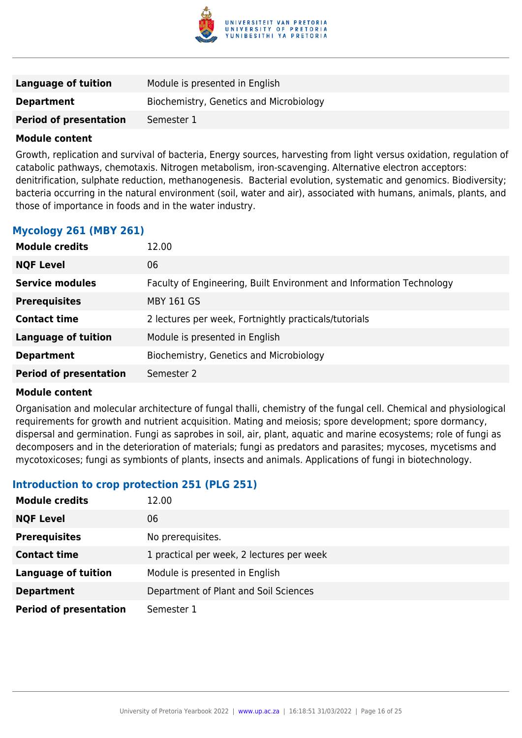| | |
|---|---|
| **Language of tuition** | Module is presented in English |
| **Department** | Biochemistry, Genetics and Microbiology |
| **Period of presentation** | Semester 1 |

**Module content**

Growth, replication and survival of bacteria, Energy sources, harvesting from light versus oxidation, regulation of catabolic pathways, chemotaxis. Nitrogen metabolism, iron-scavenging. Alternative electron acceptors: denitrification, sulphate reduction, methanogenesis. Bacterial evolution, systematic and genomics. Biodiversity; bacteria occurring in the natural environment (soil, water and air), associated with humans, animals, plants, and those of importance in foods and in the water industry.

### Mycology 261 (MBY 261)

| | |
|---|---|
| **Module credits** | 12.00 |
| **NQF Level** | 06 |
| **Service modules** | Faculty of Engineering, Built Environment and Information Technology |
| **Prerequisites** | MBY 161 GS |
| **Contact time** | 2 lectures per week, Fortnightly practicals/tutorials |
| **Language of tuition** | Module is presented in English |
| **Department** | Biochemistry, Genetics and Microbiology |
| **Period of presentation** | Semester 2 |

**Module content**

Organisation and molecular architecture of fungal thalli, chemistry of the fungal cell. Chemical and physiological requirements for growth and nutrient acquisition. Mating and meiosis; spore development; spore dormancy, dispersal and germination. Fungi as saprobes in soil, air, plant, aquatic and marine ecosystems; role of fungi as decomposers and in the deterioration of materials; fungi as predators and parasites; mycoses, mycetisms and mycotoxicoses; fungi as symbionts of plants, insects and animals. Applications of fungi in biotechnology.

### Introduction to crop protection 251 (PLG 251)

| | |
|---|---|
| **Module credits** | 12.00 |
| **NQF Level** | 06 |
| **Prerequisites** | No prerequisites. |
| **Contact time** | 1 practical per week, 2 lectures per week |
| **Language of tuition** | Module is presented in English |
| **Department** | Department of Plant and Soil Sciences |
| **Period of presentation** | Semester 1 |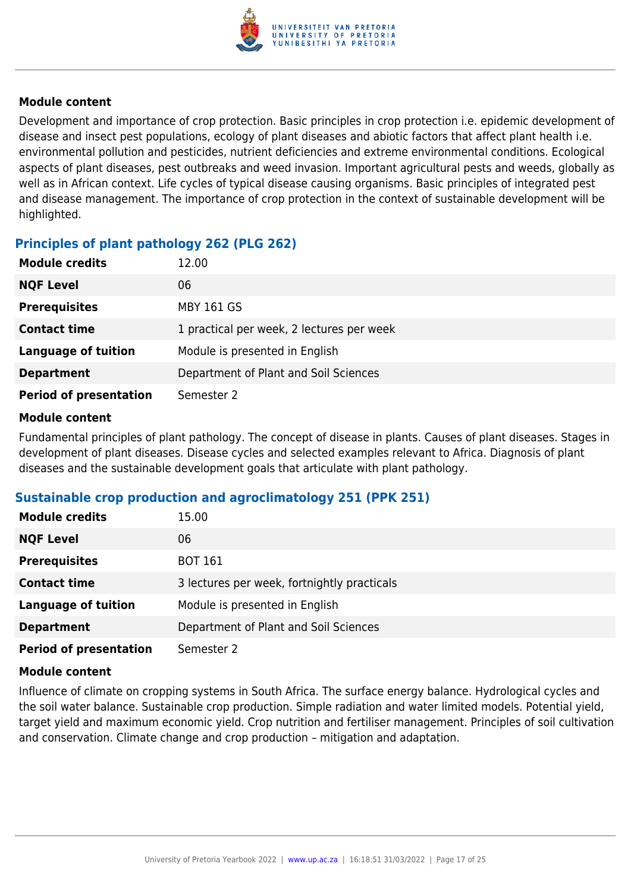**Module content**

Development and importance of crop protection. Basic principles in crop protection i.e. epidemic development of disease and insect pest populations, ecology of plant diseases and abiotic factors that affect plant health i.e. environmental pollution and pesticides, nutrient deficiencies and extreme environmental conditions. Ecological aspects of plant diseases, pest outbreaks and weed invasion. Important agricultural pests and weeds, globally as well as in African context. Life cycles of typical disease causing organisms. Basic principles of integrated pest and disease management. The importance of crop protection in the context of sustainable development will be highlighted.

### Principles of plant pathology 262 (PLG 262)

| | |
|---|---|
| **Module credits** | 12.00 |
| **NQF Level** | 06 |
| **Prerequisites** | MBY 161 GS |
| **Contact time** | 1 practical per week, 2 lectures per week |
| **Language of tuition** | Module is presented in English |
| **Department** | Department of Plant and Soil Sciences |
| **Period of presentation** | Semester 2 |

**Module content**

Fundamental principles of plant pathology. The concept of disease in plants. Causes of plant diseases. Stages in development of plant diseases. Disease cycles and selected examples relevant to Africa. Diagnosis of plant diseases and the sustainable development goals that articulate with plant pathology.

### Sustainable crop production and agroclimatology 251 (PPK 251)

| | |
|---|---|
| **Module credits** | 15.00 |
| **NQF Level** | 06 |
| **Prerequisites** | BOT 161 |
| **Contact time** | 3 lectures per week, fortnightly practicals |
| **Language of tuition** | Module is presented in English |
| **Department** | Department of Plant and Soil Sciences |
| **Period of presentation** | Semester 2 |

**Module content**

Influence of climate on cropping systems in South Africa. The surface energy balance. Hydrological cycles and the soil water balance. Sustainable crop production. Simple radiation and water limited models. Potential yield, target yield and maximum economic yield. Crop nutrition and fertiliser management. Principles of soil cultivation and conservation. Climate change and crop production – mitigation and adaptation.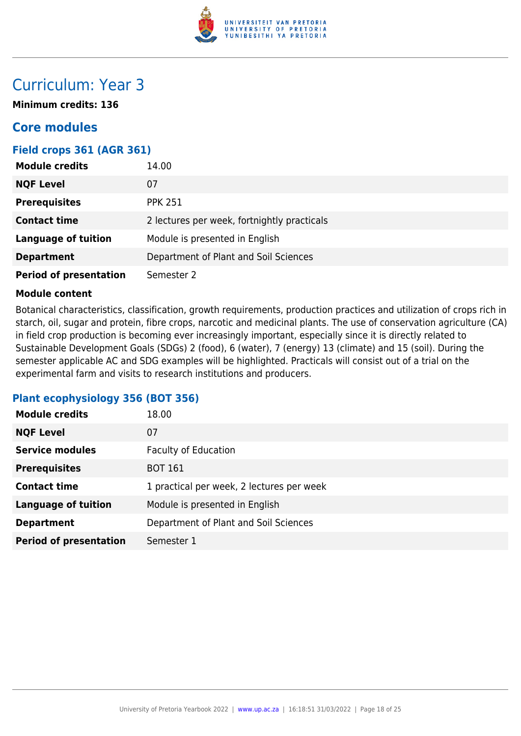# Curriculum: Year 3

**Minimum credits: 136**

## Core modules

### Field crops 361 (AGR 361)

| | |
|---|---|
| **Module credits** | 14.00 |
| **NQF Level** | 07 |
| **Prerequisites** | PPK 251 |
| **Contact time** | 2 lectures per week, fortnightly practicals |
| **Language of tuition** | Module is presented in English |
| **Department** | Department of Plant and Soil Sciences |
| **Period of presentation** | Semester 2 |

**Module content**

Botanical characteristics, classification, growth requirements, production practices and utilization of crops rich in starch, oil, sugar and protein, fibre crops, narcotic and medicinal plants. The use of conservation agriculture (CA) in field crop production is becoming ever increasingly important, especially since it is directly related to Sustainable Development Goals (SDGs) 2 (food), 6 (water), 7 (energy) 13 (climate) and 15 (soil). During the semester applicable AC and SDG examples will be highlighted. Practicals will consist out of a trial on the experimental farm and visits to research institutions and producers.

### Plant ecophysiology 356 (BOT 356)

| | |
|---|---|
| **Module credits** | 18.00 |
| **NQF Level** | 07 |
| **Service modules** | Faculty of Education |
| **Prerequisites** | BOT 161 |
| **Contact time** | 1 practical per week, 2 lectures per week |
| **Language of tuition** | Module is presented in English |
| **Department** | Department of Plant and Soil Sciences |
| **Period of presentation** | Semester 1 |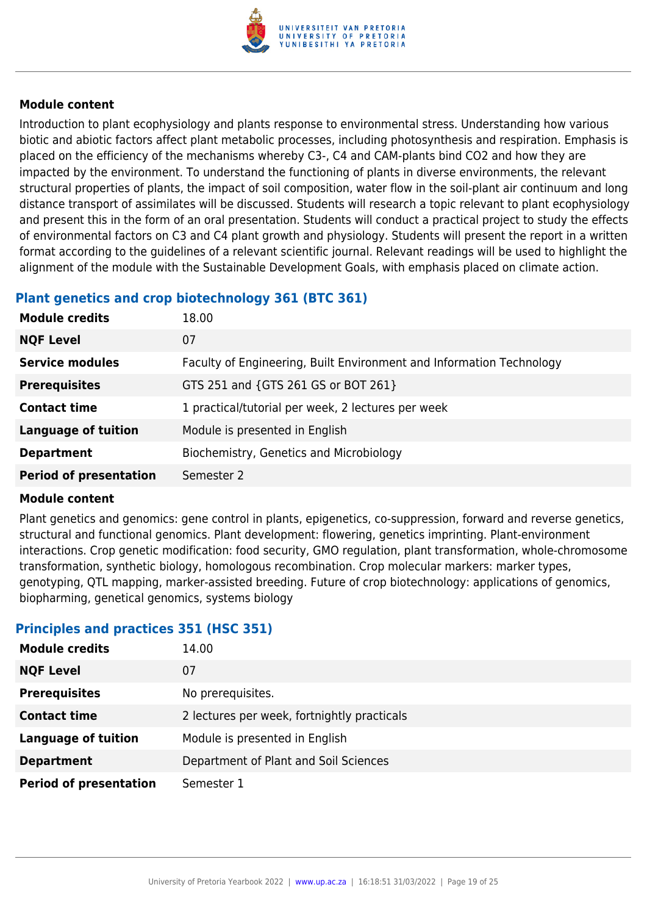**Module content**

Introduction to plant ecophysiology and plants response to environmental stress. Understanding how various biotic and abiotic factors affect plant metabolic processes, including photosynthesis and respiration. Emphasis is placed on the efficiency of the mechanisms whereby C3-, C4 and CAM-plants bind $CO_2$ and how they are impacted by the environment. To understand the functioning of plants in diverse environments, the relevant structural properties of plants, the impact of soil composition, water flow in the soil-plant air continuum and long distance transport of assimilates will be discussed. Students will research a topic relevant to plant ecophysiology and present this in the form of an oral presentation. Students will conduct a practical project to study the effects of environmental factors on C3 and C4 plant growth and physiology. Students will present the report in a written format according to the guidelines of a relevant scientific journal. Relevant readings will be used to highlight the alignment of the module with the Sustainable Development Goals, with emphasis placed on climate action.

### Plant genetics and crop biotechnology 361 (BTC 361)

| | |
|---|---|
| **Module credits** | 18.00 |
| **NQF Level** | 07 |
| **Service modules** | Faculty of Engineering, Built Environment and Information Technology |
| **Prerequisites** | GTS 251 and {GTS 261 GS or BOT 261} |
| **Contact time** | 1 practical/tutorial per week, 2 lectures per week |
| **Language of tuition** | Module is presented in English |
| **Department** | Biochemistry, Genetics and Microbiology |
| **Period of presentation** | Semester 2 |

**Module content**

Plant genetics and genomics: gene control in plants, epigenetics, co-suppression, forward and reverse genetics, structural and functional genomics. Plant development: flowering, genetics imprinting. Plant-environment interactions. Crop genetic modification: food security, GMO regulation, plant transformation, whole-chromosome transformation, synthetic biology, homologous recombination. Crop molecular markers: marker types, genotyping, QTL mapping, marker-assisted breeding. Future of crop biotechnology: applications of genomics, biopharming, genetical genomics, systems biology

### Principles and practices 351 (HSC 351)

| | |
|---|---|
| **Module credits** | 14.00 |
| **NQF Level** | 07 |
| **Prerequisites** | No prerequisites. |
| **Contact time** | 2 lectures per week, fortnightly practicals |
| **Language of tuition** | Module is presented in English |
| **Department** | Department of Plant and Soil Sciences |
| **Period of presentation** | Semester 1 |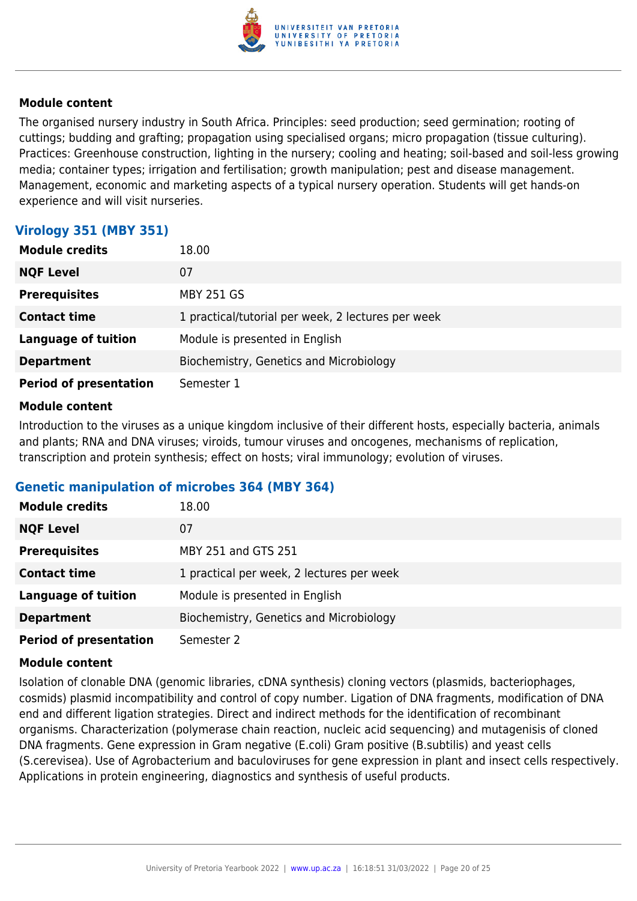#### Module content

The organised nursery industry in South Africa. Principles: seed production; seed germination; rooting of cuttings; budding and grafting; propagation using specialised organs; micro propagation (tissue culturing). Practices: Greenhouse construction, lighting in the nursery; cooling and heating; soil-based and soil-less growing media; container types; irrigation and fertilisation; growth manipulation; pest and disease management. Management, economic and marketing aspects of a typical nursery operation. Students will get hands-on experience and will visit nurseries.

### Virology 351 (MBY 351)

| | |
|---|---|
| **Module credits** | 18.00 |
| **NQF Level** | 07 |
| **Prerequisites** | MBY 251 GS |
| **Contact time** | 1 practical/tutorial per week, 2 lectures per week |
| **Language of tuition** | Module is presented in English |
| **Department** | Biochemistry, Genetics and Microbiology |
| **Period of presentation** | Semester 1 |

#### Module content

Introduction to the viruses as a unique kingdom inclusive of their different hosts, especially bacteria, animals and plants; RNA and DNA viruses; viroids, tumour viruses and oncogenes, mechanisms of replication, transcription and protein synthesis; effect on hosts; viral immunology; evolution of viruses.

### Genetic manipulation of microbes 364 (MBY 364)

| | |
|---|---|
| **Module credits** | 18.00 |
| **NQF Level** | 07 |
| **Prerequisites** | MBY 251 and GTS 251 |
| **Contact time** | 1 practical per week, 2 lectures per week |
| **Language of tuition** | Module is presented in English |
| **Department** | Biochemistry, Genetics and Microbiology |
| **Period of presentation** | Semester 2 |

#### Module content

Isolation of clonable DNA (genomic libraries, cDNA synthesis) cloning vectors (plasmids, bacteriophages, cosmids) plasmid incompatibility and control of copy number. Ligation of DNA fragments, modification of DNA end and different ligation strategies. Direct and indirect methods for the identification of recombinant organisms. Characterization (polymerase chain reaction, nucleic acid sequencing) and mutagenisis of cloned DNA fragments. Gene expression in Gram negative (E.coli) Gram positive (B.subtilis) and yeast cells (S.cerevisea). Use of Agrobacterium and baculoviruses for gene expression in plant and insect cells respectively. Applications in protein engineering, diagnostics and synthesis of useful products.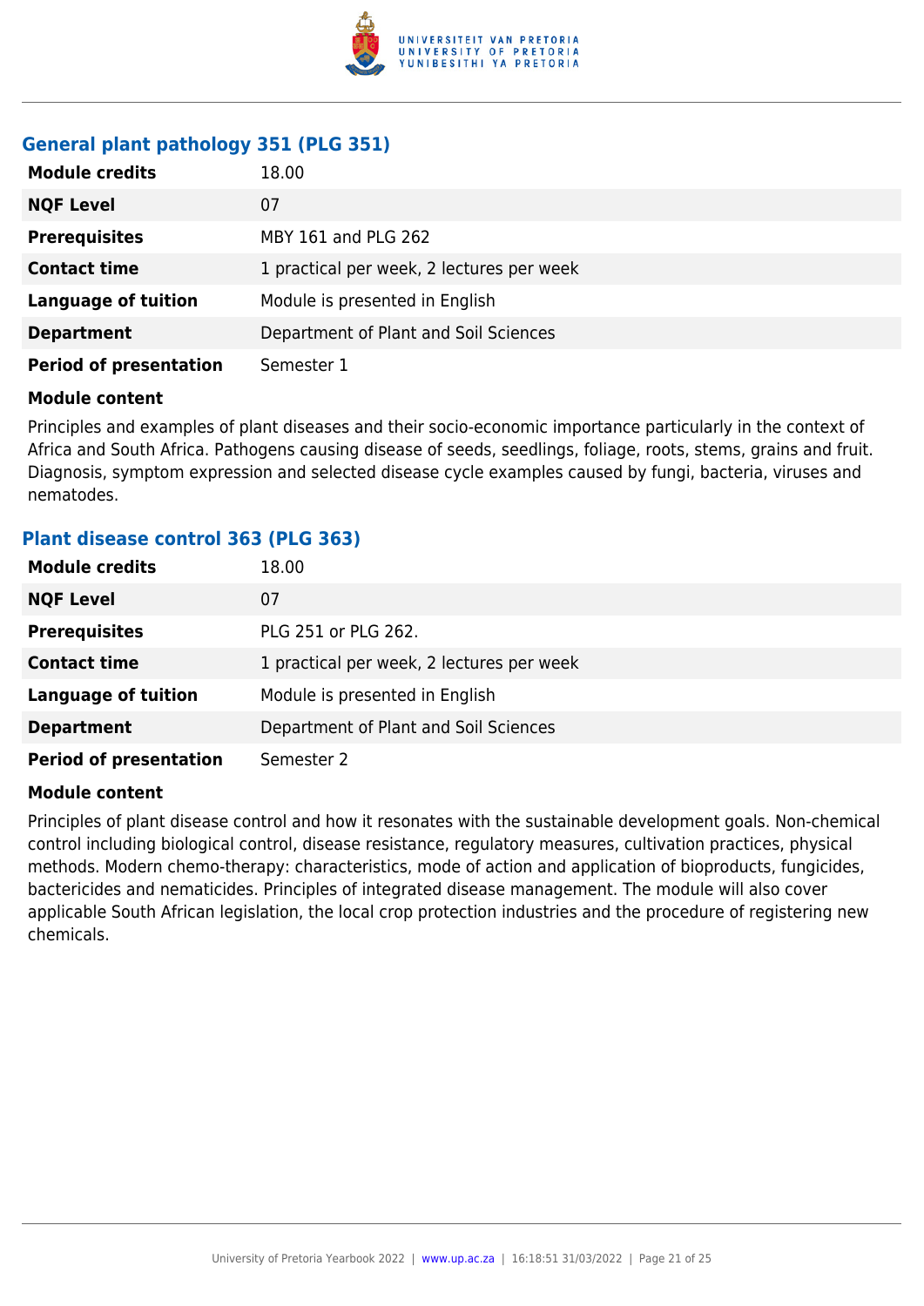### General plant pathology 351 (PLG 351)

| | |
|---|---|
| **Module credits** | 18.00 |
| **NQF Level** | 07 |
| **Prerequisites** | MBY 161 and PLG 262 |
| **Contact time** | 1 practical per week, 2 lectures per week |
| **Language of tuition** | Module is presented in English |
| **Department** | Department of Plant and Soil Sciences |
| **Period of presentation** | Semester 1 |

**Module content**

Principles and examples of plant diseases and their socio-economic importance particularly in the context of Africa and South Africa. Pathogens causing disease of seeds, seedlings, foliage, roots, stems, grains and fruit. Diagnosis, symptom expression and selected disease cycle examples caused by fungi, bacteria, viruses and nematodes.

### Plant disease control 363 (PLG 363)

| | |
|---|---|
| **Module credits** | 18.00 |
| **NQF Level** | 07 |
| **Prerequisites** | PLG 251 or PLG 262. |
| **Contact time** | 1 practical per week, 2 lectures per week |
| **Language of tuition** | Module is presented in English |
| **Department** | Department of Plant and Soil Sciences |
| **Period of presentation** | Semester 2 |

**Module content**

Principles of plant disease control and how it resonates with the sustainable development goals. Non-chemical control including biological control, disease resistance, regulatory measures, cultivation practices, physical methods. Modern chemo-therapy: characteristics, mode of action and application of bioproducts, fungicides, bactericides and nematicides. Principles of integrated disease management. The module will also cover applicable South African legislation, the local crop protection industries and the procedure of registering new chemicals.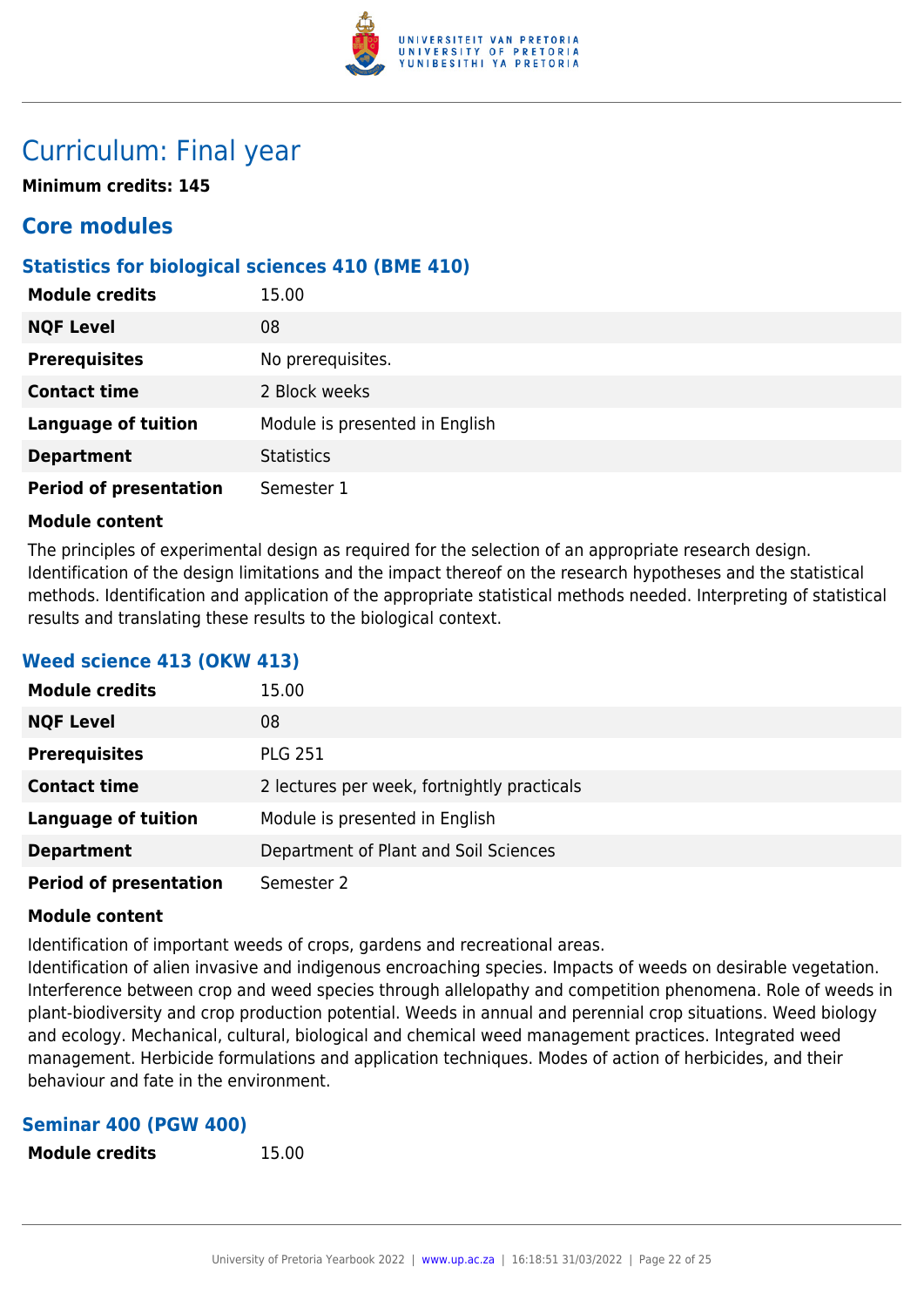# Curriculum: Final year

**Minimum credits: 145**

## Core modules

### Statistics for biological sciences 410 (BME 410)

| **Module credits** | 15.00 |
|---|---|
| **NQF Level** | 08 |
| **Prerequisites** | No prerequisites. |
| **Contact time** | 2 Block weeks |
| **Language of tuition** | Module is presented in English |
| **Department** | Statistics |
| **Period of presentation** | Semester 1 |

**Module content**

The principles of experimental design as required for the selection of an appropriate research design. Identification of the design limitations and the impact thereof on the research hypotheses and the statistical methods. Identification and application of the appropriate statistical methods needed. Interpreting of statistical results and translating these results to the biological context.

### Weed science 413 (OKW 413)

| **Module credits** | 15.00 |
|---|---|
| **NQF Level** | 08 |
| **Prerequisites** | PLG 251 |
| **Contact time** | 2 lectures per week, fortnightly practicals |
| **Language of tuition** | Module is presented in English |
| **Department** | Department of Plant and Soil Sciences |
| **Period of presentation** | Semester 2 |

**Module content**

Identification of important weeds of crops, gardens and recreational areas.
Identification of alien invasive and indigenous encroaching species. Impacts of weeds on desirable vegetation. Interference between crop and weed species through allelopathy and competition phenomena. Role of weeds in plant-biodiversity and crop production potential. Weeds in annual and perennial crop situations. Weed biology and ecology. Mechanical, cultural, biological and chemical weed management practices. Integrated weed management. Herbicide formulations and application techniques. Modes of action of herbicides, and their behaviour and fate in the environment.

### Seminar 400 (PGW 400)

| **Module credits** | 15.00 |
|---|---|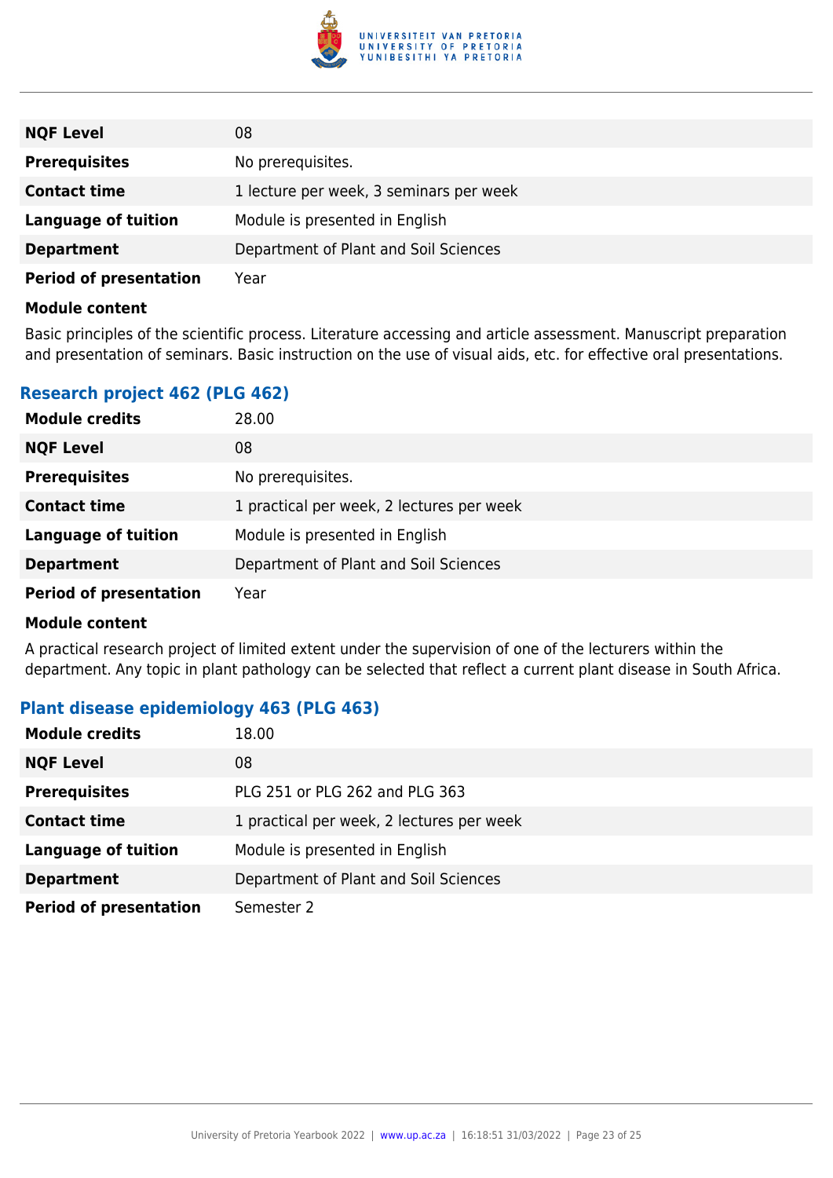| | |
|---|---|
| **NQF Level** | 08 |
| **Prerequisites** | No prerequisites. |
| **Contact time** | 1 lecture per week, 3 seminars per week |
| **Language of tuition** | Module is presented in English |
| **Department** | Department of Plant and Soil Sciences |
| **Period of presentation** | Year |

**Module content**

Basic principles of the scientific process. Literature accessing and article assessment. Manuscript preparation and presentation of seminars. Basic instruction on the use of visual aids, etc. for effective oral presentations.

### Research project 462 (PLG 462)

| | |
|---|---|
| **Module credits** | 28.00 |
| **NQF Level** | 08 |
| **Prerequisites** | No prerequisites. |
| **Contact time** | 1 practical per week, 2 lectures per week |
| **Language of tuition** | Module is presented in English |
| **Department** | Department of Plant and Soil Sciences |
| **Period of presentation** | Year |

**Module content**

A practical research project of limited extent under the supervision of one of the lecturers within the department. Any topic in plant pathology can be selected that reflect a current plant disease in South Africa.

### Plant disease epidemiology 463 (PLG 463)

| | |
|---|---|
| **Module credits** | 18.00 |
| **NQF Level** | 08 |
| **Prerequisites** | PLG 251 or PLG 262 and PLG 363 |
| **Contact time** | 1 practical per week, 2 lectures per week |
| **Language of tuition** | Module is presented in English |
| **Department** | Department of Plant and Soil Sciences |
| **Period of presentation** | Semester 2 |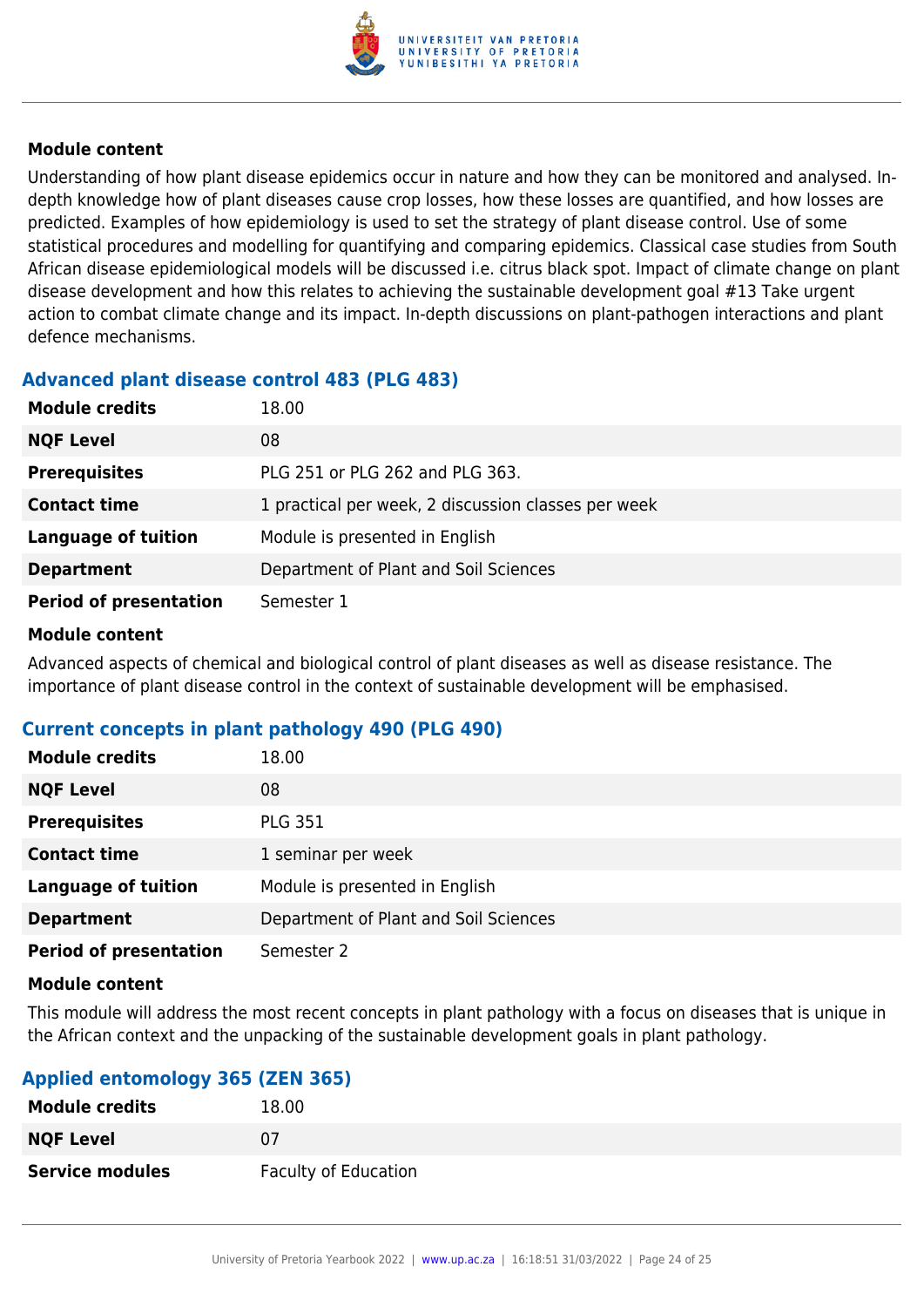#### Module content

Understanding of how plant disease epidemics occur in nature and how they can be monitored and analysed. In-depth knowledge how of plant diseases cause crop losses, how these losses are quantified, and how losses are predicted. Examples of how epidemiology is used to set the strategy of plant disease control. Use of some statistical procedures and modelling for quantifying and comparing epidemics. Classical case studies from South African disease epidemiological models will be discussed i.e. citrus black spot. Impact of climate change on plant disease development and how this relates to achieving the sustainable development goal #13 Take urgent action to combat climate change and its impact. In-depth discussions on plant-pathogen interactions and plant defence mechanisms.

### Advanced plant disease control 483 (PLG 483)

| | |
|---|---|
| **Module credits** | 18.00 |
| **NQF Level** | 08 |
| **Prerequisites** | PLG 251 or PLG 262 and PLG 363. |
| **Contact time** | 1 practical per week, 2 discussion classes per week |
| **Language of tuition** | Module is presented in English |
| **Department** | Department of Plant and Soil Sciences |
| **Period of presentation** | Semester 1 |

#### Module content

Advanced aspects of chemical and biological control of plant diseases as well as disease resistance. The importance of plant disease control in the context of sustainable development will be emphasised.

### Current concepts in plant pathology 490 (PLG 490)

| | |
|---|---|
| **Module credits** | 18.00 |
| **NQF Level** | 08 |
| **Prerequisites** | PLG 351 |
| **Contact time** | 1 seminar per week |
| **Language of tuition** | Module is presented in English |
| **Department** | Department of Plant and Soil Sciences |
| **Period of presentation** | Semester 2 |

#### Module content

This module will address the most recent concepts in plant pathology with a focus on diseases that is unique in the African context and the unpacking of the sustainable development goals in plant pathology.

### Applied entomology 365 (ZEN 365)

| | |
|---|---|
| **Module credits** | 18.00 |
| **NQF Level** | 07 |
| **Service modules** | Faculty of Education |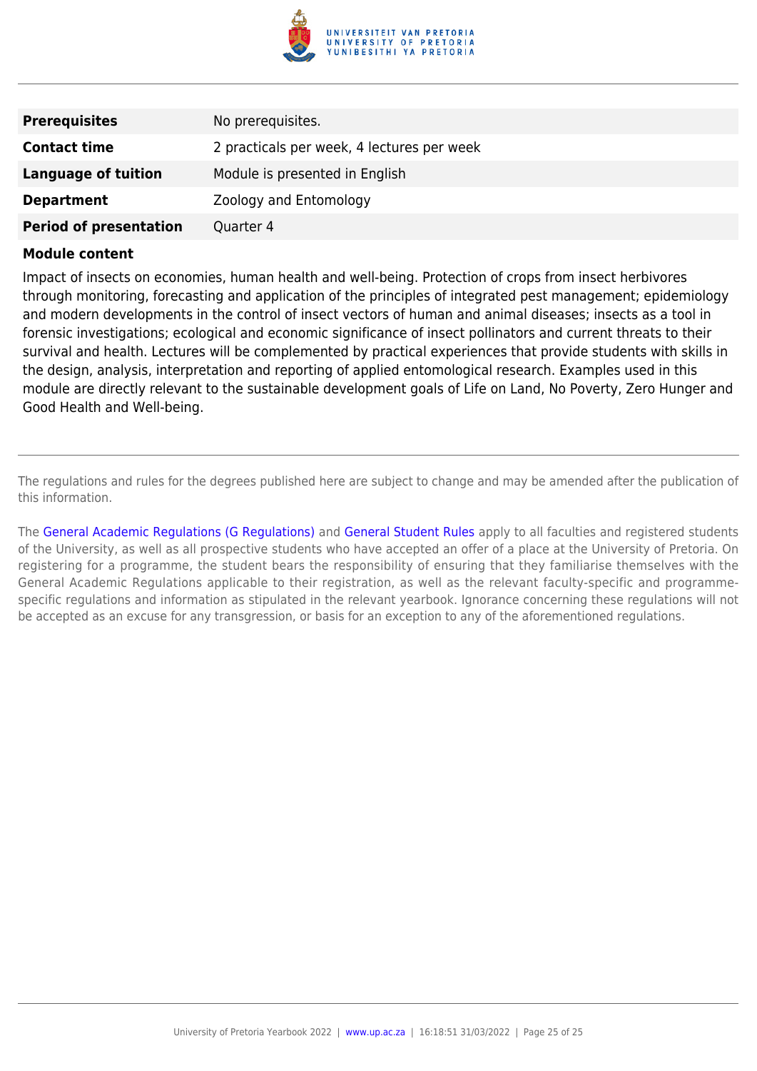| | |
|---|---|
| **Prerequisites** | No prerequisites. |
| **Contact time** | 2 practicals per week, 4 lectures per week |
| **Language of tuition** | Module is presented in English |
| **Department** | Zoology and Entomology |
| **Period of presentation** | Quarter 4 |

**Module content**

Impact of insects on economies, human health and well-being. Protection of crops from insect herbivores through monitoring, forecasting and application of the principles of integrated pest management; epidemiology and modern developments in the control of insect vectors of human and animal diseases; insects as a tool in forensic investigations; ecological and economic significance of insect pollinators and current threats to their survival and health. Lectures will be complemented by practical experiences that provide students with skills in the design, analysis, interpretation and reporting of applied entomological research. Examples used in this module are directly relevant to the sustainable development goals of Life on Land, No Poverty, Zero Hunger and Good Health and Well-being.

---

The regulations and rules for the degrees published here are subject to change and may be amended after the publication of this information.

The General Academic Regulations (G Regulations) and General Student Rules apply to all faculties and registered students of the University, as well as all prospective students who have accepted an offer of a place at the University of Pretoria. On registering for a programme, the student bears the responsibility of ensuring that they familiarise themselves with the General Academic Regulations applicable to their registration, as well as the relevant faculty-specific and programme-specific regulations and information as stipulated in the relevant yearbook. Ignorance concerning these regulations will not be accepted as an excuse for any transgression, or basis for an exception to any of the aforementioned regulations.